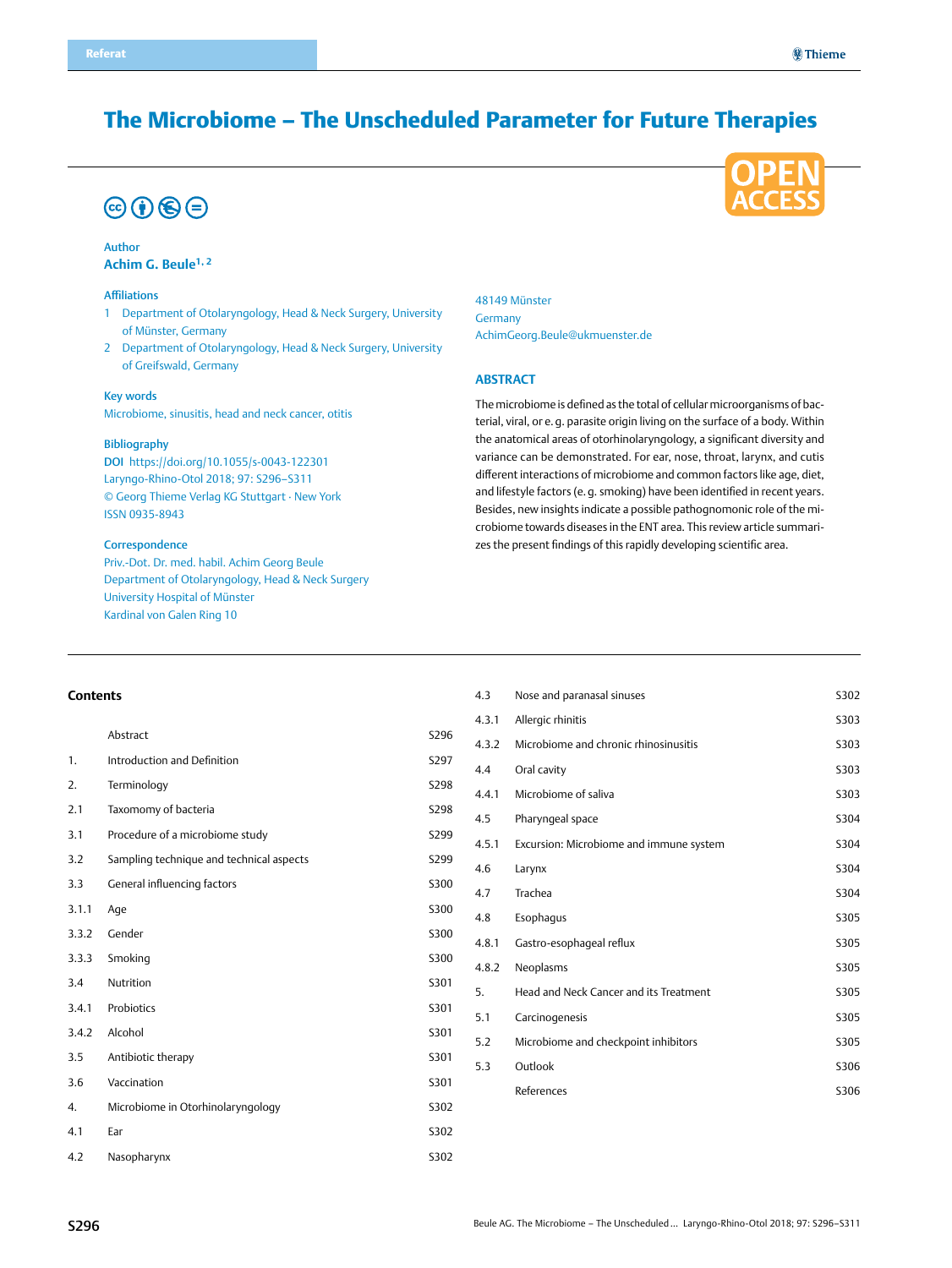Referat

# The Microbiome – The Unscheduled Parameter for Future Therapies

**Author**

**Achim G. Beule**[1, 2]

**Affiliations**

1 Department of Otolaryngology, Head & Neck Surgery, University of Münster, Germany
2 Department of Otolaryngology, Head & Neck Surgery, University of Greifswald, Germany

**Key words**

Microbiome, sinusitis, head and neck cancer, otitis

**Bibliography**

DOI https://doi.org/10.1055/s-0043-122301
Laryngo-Rhino-Otol 2018; 97: S296–S311
© Georg Thieme Verlag KG Stuttgart · New York
ISSN 0935-8943

**Correspondence**

Priv.-Dot. Dr. med. habil. Achim Georg Beule
Department of Otolaryngology, Head & Neck Surgery
University Hospital of Münster
Kardinal von Galen Ring 10
48149 Münster
Germany
AchimGeorg.Beule@ukmuenster.de

## ABSTRACT

The microbiome is defined as the total of cellular microorganisms of bacterial, viral, or e. g. parasite origin living on the surface of a body. Within the anatomical areas of otorhinolaryngology, a significant diversity and variance can be demonstrated. For ear, nose, throat, larynx, and cutis different interactions of microbiome and common factors like age, diet, and lifestyle factors (e. g. smoking) have been identified in recent years. Besides, new insights indicate a possible pathognomonic role of the microbiome towards diseases in the ENT area. This review article summarizes the present findings of this rapidly developing scientific area.

## Contents

| | | |
|---|---|---|
| | Abstract | S296 |
| 1. | Introduction and Definition | S297 |
| 2. | Terminology | S298 |
| 2.1 | Taxomomy of bacteria | S298 |
| 3.1 | Procedure of a microbiome study | S299 |
| 3.2 | Sampling technique and technical aspects | S299 |
| 3.3 | General influencing factors | S300 |
| 3.1.1 | Age | S300 |
| 3.3.2 | Gender | S300 |
| 3.3.3 | Smoking | S300 |
| 3.4 | Nutrition | S301 |
| 3.4.1 | Probiotics | S301 |
| 3.4.2 | Alcohol | S301 |
| 3.5 | Antibiotic therapy | S301 |
| 3.6 | Vaccination | S301 |
| 4. | Microbiome in Otorhinolaryngology | S302 |
| 4.1 | Ear | S302 |
| 4.2 | Nasopharynx | S302 |
| 4.3 | Nose and paranasal sinuses | S302 |
| 4.3.1 | Allergic rhinitis | S303 |
| 4.3.2 | Microbiome and chronic rhinosinusitis | S303 |
| 4.4 | Oral cavity | S303 |
| 4.4.1 | Microbiome of saliva | S303 |
| 4.5 | Pharyngeal space | S304 |
| 4.5.1 | Excursion: Microbiome and immune system | S304 |
| 4.6 | Larynx | S304 |
| 4.7 | Trachea | S304 |
| 4.8 | Esophagus | S305 |
| 4.8.1 | Gastro-esophageal reflux | S305 |
| 4.8.2 | Neoplasms | S305 |
| 5. | Head and Neck Cancer and its Treatment | S305 |
| 5.1 | Carcinogenesis | S305 |
| 5.2 | Microbiome and checkpoint inhibitors | S305 |
| 5.3 | Outlook | S306 |
| | References | S306 |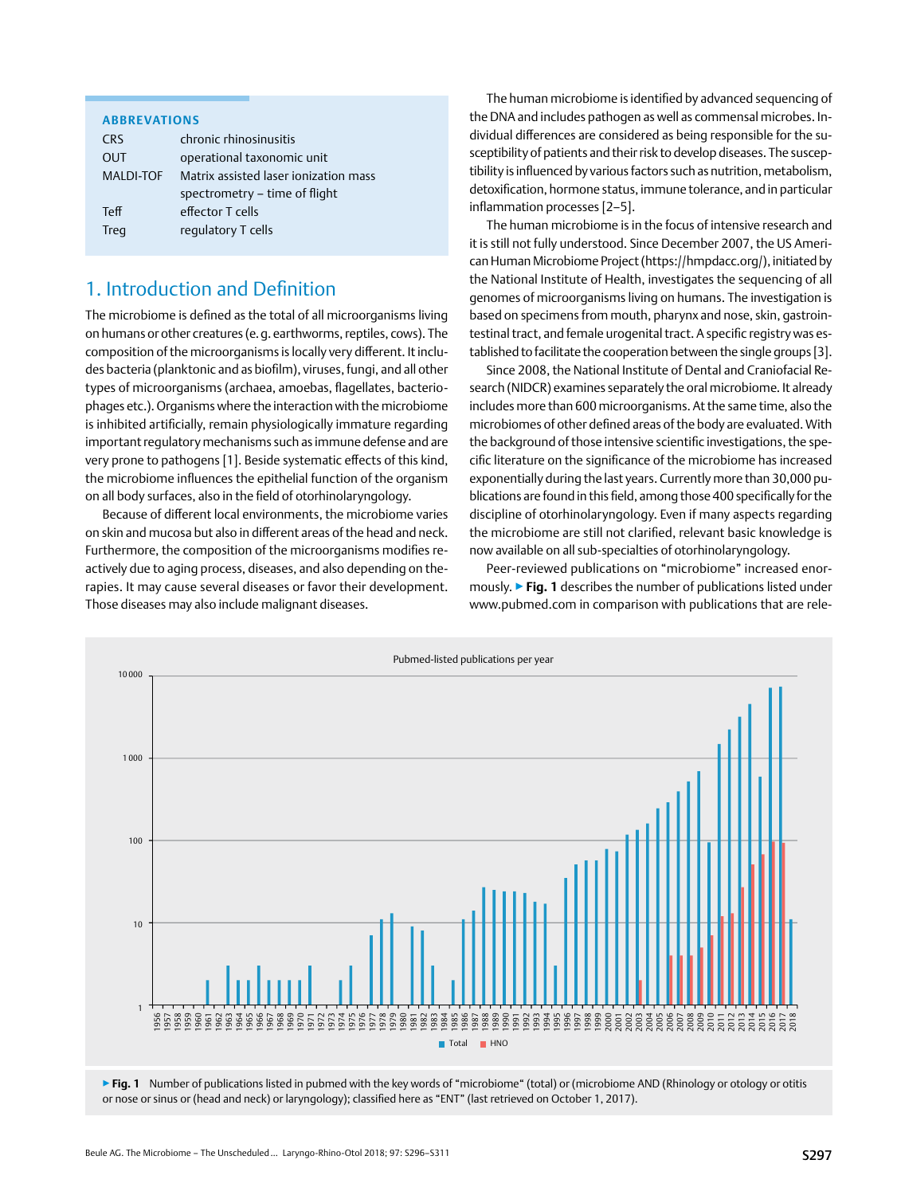**ABBREVATIONS**

| | |
|---|---|
| CRS | chronic rhinosinusitis |
| OUT | operational taxonomic unit |
| MALDI-TOF | Matrix assisted laser ionization mass spectrometry – time of flight |
| Teff | effector T cells |
| Treg | regulatory T cells |

## 1. Introduction and Definition

The microbiome is defined as the total of all microorganisms living on humans or other creatures (e. g. earthworms, reptiles, cows). The composition of the microorganisms is locally very different. It includes bacteria (planktonic and as biofilm), viruses, fungi, and all other types of microorganisms (archaea, amoebas, flagellates, bacteriophages etc.). Organisms where the interaction with the microbiome is inhibited artificially, remain physiologically immature regarding important regulatory mechanisms such as immune defense and are very prone to pathogens [1]. Beside systematic effects of this kind, the microbiome influences the epithelial function of the organism on all body surfaces, also in the field of otorhinolaryngology.

Because of different local environments, the microbiome varies on skin and mucosa but also in different areas of the head and neck. Furthermore, the composition of the microorganisms modifies reactively due to aging process, diseases, and also depending on therapies. It may cause several diseases or favor their development. Those diseases may also include malignant diseases.

The human microbiome is identified by advanced sequencing of the DNA and includes pathogen as well as commensal microbes. Individual differences are considered as being responsible for the susceptibility of patients and their risk to develop diseases. The susceptibility is influenced by various factors such as nutrition, metabolism, detoxification, hormone status, immune tolerance, and in particular inflammation processes [2–5].

The human microbiome is in the focus of intensive research and it is still not fully understood. Since December 2007, the US American Human Microbiome Project (https://hmpdacc.org/), initiated by the National Institute of Health, investigates the sequencing of all genomes of microorganisms living on humans. The investigation is based on specimens from mouth, pharynx and nose, skin, gastrointestinal tract, and female urogenital tract. A specific registry was established to facilitate the cooperation between the single groups [3].

Since 2008, the National Institute of Dental and Craniofacial Research (NIDCR) examines separately the oral microbiome. It already includes more than 600 microorganisms. At the same time, also the microbiomes of other defined areas of the body are evaluated. With the background of those intensive scientific investigations, the specific literature on the significance of the microbiome has increased exponentially during the last years. Currently more than 30,000 publications are found in this field, among those 400 specifically for the discipline of otorhinolaryngology. Even if many aspects regarding the microbiome are still not clarified, relevant basic knowledge is now available on all sub-specialties of otorhinolaryngology.

Peer-reviewed publications on "microbiome" increased enormously. ▶ **Fig. 1** describes the number of publications listed under www.pubmed.com in comparison with publications that are rele-

▶ **Fig. 1** Number of publications listed in pubmed with the key words of "microbiome" (total) or (microbiome AND (Rhinology or otology or otitis or nose or sinus or (head and neck) or laryngology); classified here as "ENT" (last retrieved on October 1, 2017).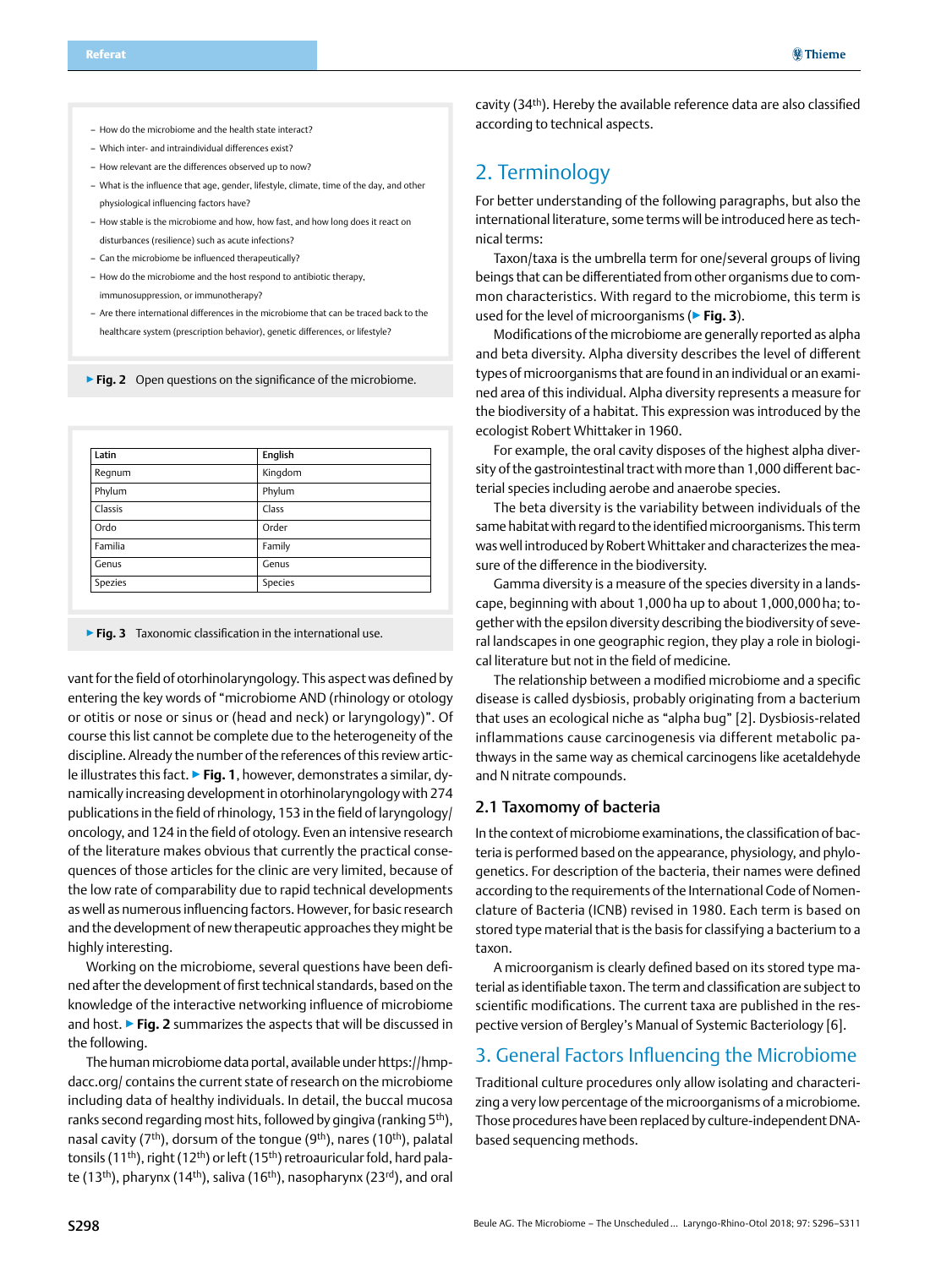- How do the microbiome and the health state interact?
- Which inter- and intraindividual differences exist?
- How relevant are the differences observed up to now?
- What is the influence that age, gender, lifestyle, climate, time of the day, and other physiological influencing factors have?
- How stable is the microbiome and how, how fast, and how long does it react on disturbances (resilience) such as acute infections?
- Can the microbiome be influenced therapeutically?
- How do the microbiome and the host respond to antibiotic therapy, immunosuppression, or immunotherapy?
- Are there international differences in the microbiome that can be traced back to the healthcare system (prescription behavior), genetic differences, or lifestyle?

▶ **Fig. 2** Open questions on the significance of the microbiome.

| Latin | English |
|---|---|
| Regnum | Kingdom |
| Phylum | Phylum |
| Classis | Class |
| Ordo | Order |
| Familia | Family |
| Genus | Genus |
| Spezies | Species |

▶ **Fig. 3** Taxonomic classification in the international use.

vant for the field of otorhinolaryngology. This aspect was defined by entering the key words of "microbiome AND (rhinology or otology or otitis or nose or sinus or (head and neck) or laryngology)". Of course this list cannot be complete due to the heterogeneity of the discipline. Already the number of the references of this review article illustrates this fact. ▶ **Fig. 1**, however, demonstrates a similar, dynamically increasing development in otorhinolaryngology with 274 publications in the field of rhinology, 153 in the field of laryngology/oncology, and 124 in the field of otology. Even an intensive research of the literature makes obvious that currently the practical consequences of those articles for the clinic are very limited, because of the low rate of comparability due to rapid technical developments as well as numerous influencing factors. However, for basic research and the development of new therapeutic approaches they might be highly interesting.

Working on the microbiome, several questions have been defined after the development of first technical standards, based on the knowledge of the interactive networking influence of microbiome and host. ▶ **Fig. 2** summarizes the aspects that will be discussed in the following.

The human microbiome data portal, available under https://hmpdacc.org/ contains the current state of research on the microbiome including data of healthy individuals. In detail, the buccal mucosa ranks second regarding most hits, followed by gingiva (ranking 5th), nasal cavity (7th), dorsum of the tongue (9th), nares (10th), palatal tonsils (11th), right (12th) or left (15th) retroauricular fold, hard palate (13th), pharynx (14th), saliva (16th), nasopharynx (23rd), and oral cavity (34th). Hereby the available reference data are also classified according to technical aspects.

## 2. Terminology

For better understanding of the following paragraphs, but also the international literature, some terms will be introduced here as technical terms:

Taxon/taxa is the umbrella term for one/several groups of living beings that can be differentiated from other organisms due to common characteristics. With regard to the microbiome, this term is used for the level of microorganisms (▶ **Fig. 3**).

Modifications of the microbiome are generally reported as alpha and beta diversity. Alpha diversity describes the level of different types of microorganisms that are found in an individual or an examined area of this individual. Alpha diversity represents a measure for the biodiversity of a habitat. This expression was introduced by the ecologist Robert Whittaker in 1960.

For example, the oral cavity disposes of the highest alpha diversity of the gastrointestinal tract with more than 1,000 different bacterial species including aerobe and anaerobe species.

The beta diversity is the variability between individuals of the same habitat with regard to the identified microorganisms. This term was well introduced by Robert Whittaker and characterizes the measure of the difference in the biodiversity.

Gamma diversity is a measure of the species diversity in a landscape, beginning with about 1,000 ha up to about 1,000,000 ha; together with the epsilon diversity describing the biodiversity of several landscapes in one geographic region, they play a role in biological literature but not in the field of medicine.

The relationship between a modified microbiome and a specific disease is called dysbiosis, probably originating from a bacterium that uses an ecological niche as "alpha bug" [2]. Dysbiosis-related inflammations cause carcinogenesis via different metabolic pathways in the same way as chemical carcinogens like acetaldehyde and N nitrate compounds.

### 2.1 Taxomomy of bacteria

In the context of microbiome examinations, the classification of bacteria is performed based on the appearance, physiology, and phylogenetics. For description of the bacteria, their names were defined according to the requirements of the International Code of Nomenclature of Bacteria (ICNB) revised in 1980. Each term is based on stored type material that is the basis for classifying a bacterium to a taxon.

A microorganism is clearly defined based on its stored type material as identifiable taxon. The term and classification are subject to scientific modifications. The current taxa are published in the respective version of Bergley's Manual of Systemic Bacteriology [6].

## 3. General Factors Influencing the Microbiome

Traditional culture procedures only allow isolating and characterizing a very low percentage of the microorganisms of a microbiome. Those procedures have been replaced by culture-independent DNA-based sequencing methods.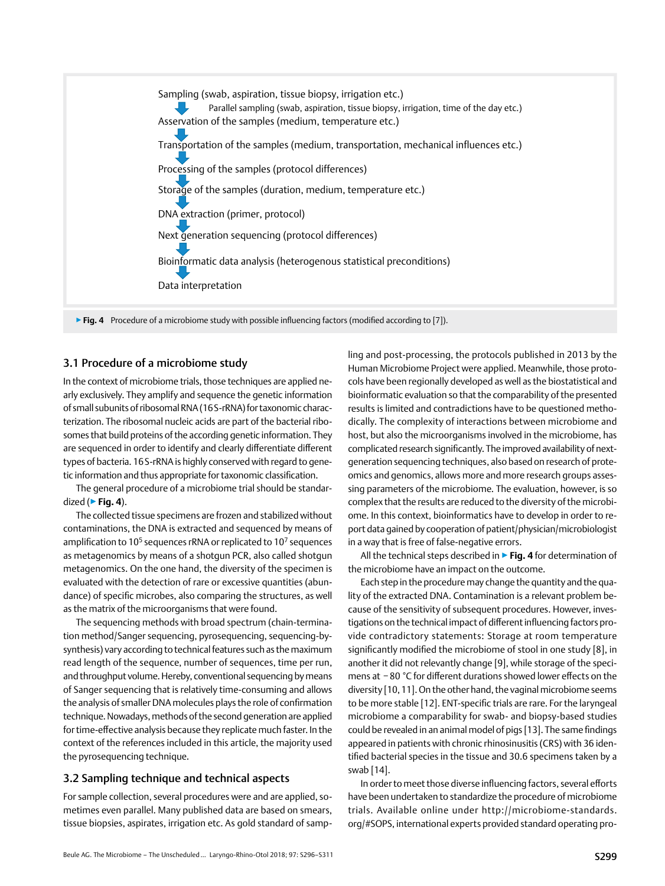Sampling (swab, aspiration, tissue biopsy, irrigation etc.)

Parallel sampling (swab, aspiration, tissue biopsy, irrigation, time of the day etc.)

Asservation of the samples (medium, temperature etc.)

Transportation of the samples (medium, transportation, mechanical influences etc.)

Processing of the samples (protocol differences)

Storage of the samples (duration, medium, temperature etc.)

DNA extraction (primer, protocol)

Next generation sequencing (protocol differences)

Bioinformatic data analysis (heterogenous statistical preconditions)

Data interpretation

▶ **Fig. 4** Procedure of a microbiome study with possible influencing factors (modified according to [7]).

## 3.1 Procedure of a microbiome study

In the context of microbiome trials, those techniques are applied nearly exclusively. They amplify and sequence the genetic information of small subunits of ribosomal RNA (16 S-rRNA) for taxonomic characterization. The ribosomal nucleic acids are part of the bacterial ribosomes that build proteins of the according genetic information. They are sequenced in order to identify and clearly differentiate different types of bacteria. 16 S-rRNA is highly conserved with regard to genetic information and thus appropriate for taxonomic classification.

The general procedure of a microbiome trial should be standardized (▶ **Fig. 4**).

The collected tissue specimens are frozen and stabilized without contaminations, the DNA is extracted and sequenced by means of amplification to $10^5$ sequences rRNA or replicated to $10^7$ sequences as metagenomics by means of a shotgun PCR, also called shotgun metagenomics. On the one hand, the diversity of the specimen is evaluated with the detection of rare or excessive quantities (abundance) of specific microbes, also comparing the structures, as well as the matrix of the microorganisms that were found.

The sequencing methods with broad spectrum (chain-termination method/Sanger sequencing, pyrosequencing, sequencing-by-synthesis) vary according to technical features such as the maximum read length of the sequence, number of sequences, time per run, and throughput volume. Hereby, conventional sequencing by means of Sanger sequencing that is relatively time-consuming and allows the analysis of smaller DNA molecules plays the role of confirmation technique. Nowadays, methods of the second generation are applied for time-effective analysis because they replicate much faster. In the context of the references included in this article, the majority used the pyrosequencing technique.

## 3.2 Sampling technique and technical aspects

For sample collection, several procedures were and are applied, sometimes even parallel. Many published data are based on smears, tissue biopsies, aspirates, irrigation etc. As gold standard of sampling and post-processing, the protocols published in 2013 by the Human Microbiome Project were applied. Meanwhile, those protocols have been regionally developed as well as the biostatistical and bioinformatic evaluation so that the comparability of the presented results is limited and contradictions have to be questioned methodically. The complexity of interactions between microbiome and host, but also the microorganisms involved in the microbiome, has complicated research significantly. The improved availability of next-generation sequencing techniques, also based on research of proteomics and genomics, allows more and more research groups assessing parameters of the microbiome. The evaluation, however, is so complex that the results are reduced to the diversity of the microbiome. In this context, bioinformatics have to develop in order to report data gained by cooperation of patient/physician/microbiologist in a way that is free of false-negative errors.

All the technical steps described in ▶ **Fig. 4** for determination of the microbiome have an impact on the outcome.

Each step in the procedure may change the quantity and the quality of the extracted DNA. Contamination is a relevant problem because of the sensitivity of subsequent procedures. However, investigations on the technical impact of different influencing factors provide contradictory statements: Storage at room temperature significantly modified the microbiome of stool in one study [8], in another it did not relevantly change [9], while storage of the specimens at −80 °C for different durations showed lower effects on the diversity [10, 11]. On the other hand, the vaginal microbiome seems to be more stable [12]. ENT-specific trials are rare. For the laryngeal microbiome a comparability for swab- and biopsy-based studies could be revealed in an animal model of pigs [13]. The same findings appeared in patients with chronic rhinosinusitis (CRS) with 36 identified bacterial species in the tissue and 30.6 specimens taken by a swab [14].

In order to meet those diverse influencing factors, several efforts have been undertaken to standardize the procedure of microbiome trials. Available online under http://microbiome-standards.org/#SOPS, international experts provided standard operating pro-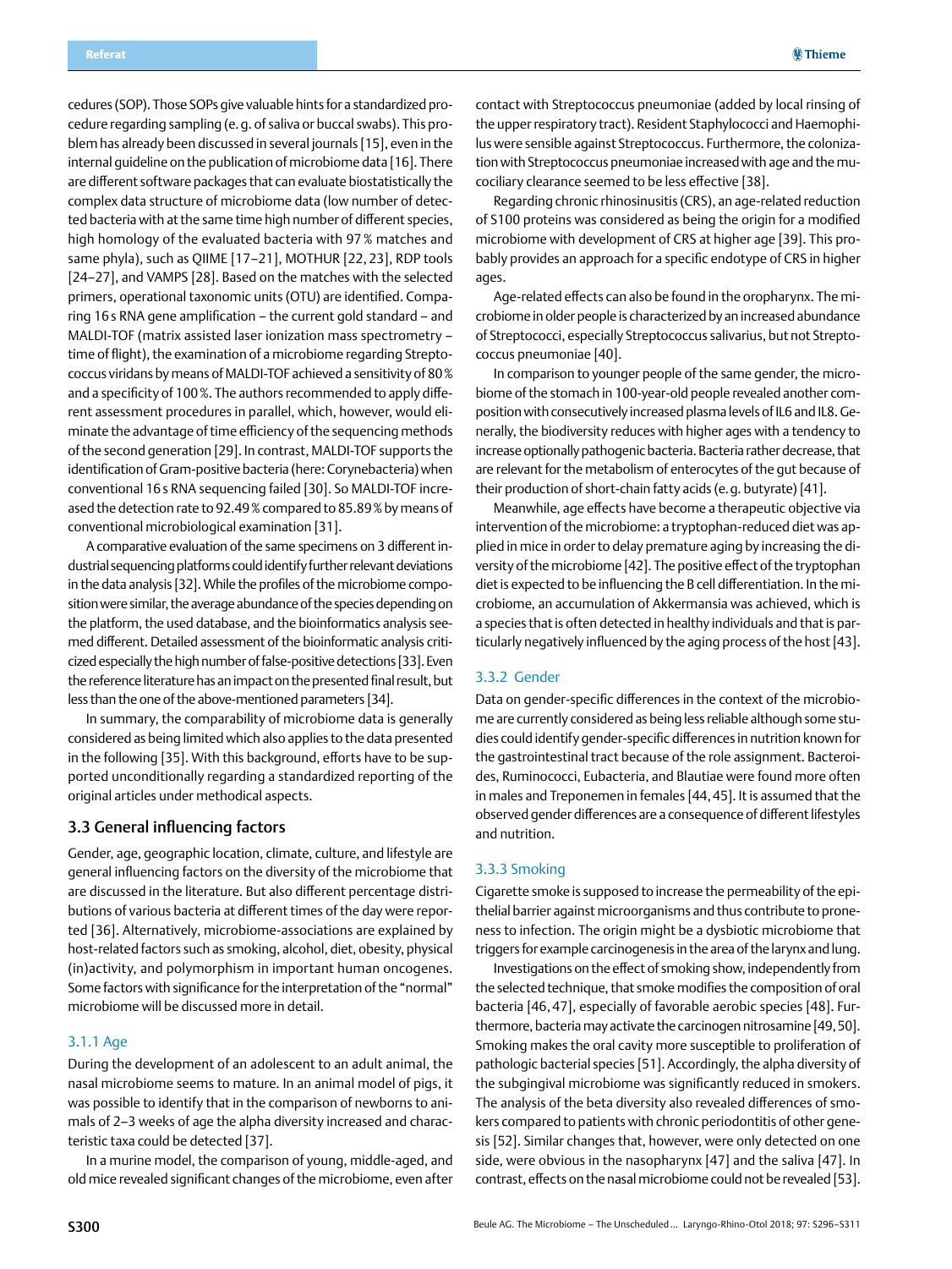cedures (SOP). Those SOPs give valuable hints for a standardized procedure regarding sampling (e. g. of saliva or buccal swabs). This problem has already been discussed in several journals [15], even in the internal guideline on the publication of microbiome data [16]. There are different software packages that can evaluate biostatistically the complex data structure of microbiome data (low number of detected bacteria with at the same time high number of different species, high homology of the evaluated bacteria with 97 % matches and same phyla), such as QIIME [17–21], MOTHUR [22, 23], RDP tools [24–27], and VAMPS [28]. Based on the matches with the selected primers, operational taxonomic units (OTU) are identified. Comparing 16 s RNA gene amplification – the current gold standard – and MALDI-TOF (matrix assisted laser ionization mass spectrometry – time of flight), the examination of a microbiome regarding Streptococcus viridans by means of MALDI-TOF achieved a sensitivity of 80 % and a specificity of 100 %. The authors recommended to apply different assessment procedures in parallel, which, however, would eliminate the advantage of time efficiency of the sequencing methods of the second generation [29]. In contrast, MALDI-TOF supports the identification of Gram-positive bacteria (here: Corynebacteria) when conventional 16 s RNA sequencing failed [30]. So MALDI-TOF increased the detection rate to 92.49 % compared to 85.89 % by means of conventional microbiological examination [31].

A comparative evaluation of the same specimens on 3 different industrial sequencing platforms could identify further relevant deviations in the data analysis [32]. While the profiles of the microbiome composition were similar, the average abundance of the species depending on the platform, the used database, and the bioinformatics analysis seemed different. Detailed assessment of the bioinformatic analysis criticized especially the high number of false-positive detections [33]. Even the reference literature has an impact on the presented final result, but less than the one of the above-mentioned parameters [34].

In summary, the comparability of microbiome data is generally considered as being limited which also applies to the data presented in the following [35]. With this background, efforts have to be supported unconditionally regarding a standardized reporting of the original articles under methodical aspects.

## 3.3 General influencing factors

Gender, age, geographic location, climate, culture, and lifestyle are general influencing factors on the diversity of the microbiome that are discussed in the literature. But also different percentage distributions of various bacteria at different times of the day were reported [36]. Alternatively, microbiome-associations are explained by host-related factors such as smoking, alcohol, diet, obesity, physical (in)activity, and polymorphism in important human oncogenes. Some factors with significance for the interpretation of the "normal" microbiome will be discussed more in detail.

### 3.1.1 Age

During the development of an adolescent to an adult animal, the nasal microbiome seems to mature. In an animal model of pigs, it was possible to identify that in the comparison of newborns to animals of 2–3 weeks of age the alpha diversity increased and characteristic taxa could be detected [37].

In a murine model, the comparison of young, middle-aged, and old mice revealed significant changes of the microbiome, even after contact with Streptococcus pneumoniae (added by local rinsing of the upper respiratory tract). Resident Staphylococci and Haemophilus were sensible against Streptococcus. Furthermore, the colonization with Streptococcus pneumoniae increased with age and the mucociliary clearance seemed to be less effective [38].

Regarding chronic rhinosinusitis (CRS), an age-related reduction of S100 proteins was considered as being the origin for a modified microbiome with development of CRS at higher age [39]. This probably provides an approach for a specific endotype of CRS in higher ages.

Age-related effects can also be found in the oropharynx. The microbiome in older people is characterized by an increased abundance of Streptococci, especially Streptococcus salivarius, but not Streptococcus pneumoniae [40].

In comparison to younger people of the same gender, the microbiome of the stomach in 100-year-old people revealed another composition with consecutively increased plasma levels of IL6 and IL8. Generally, the biodiversity reduces with higher ages with a tendency to increase optionally pathogenic bacteria. Bacteria rather decrease, that are relevant for the metabolism of enterocytes of the gut because of their production of short-chain fatty acids (e. g. butyrate) [41].

Meanwhile, age effects have become a therapeutic objective via intervention of the microbiome: a tryptophan-reduced diet was applied in mice in order to delay premature aging by increasing the diversity of the microbiome [42]. The positive effect of the tryptophan diet is expected to be influencing the B cell differentiation. In the microbiome, an accumulation of Akkermansia was achieved, which is a species that is often detected in healthy individuals and that is particularly negatively influenced by the aging process of the host [43].

### 3.3.2 Gender

Data on gender-specific differences in the context of the microbiome are currently considered as being less reliable although some studies could identify gender-specific differences in nutrition known for the gastrointestinal tract because of the role assignment. Bacteroides, Ruminococci, Eubacteria, and Blautiae were found more often in males and Treponemen in females [44, 45]. It is assumed that the observed gender differences are a consequence of different lifestyles and nutrition.

### 3.3.3 Smoking

Cigarette smoke is supposed to increase the permeability of the epithelial barrier against microorganisms and thus contribute to proneness to infection. The origin might be a dysbiotic microbiome that triggers for example carcinogenesis in the area of the larynx and lung.

Investigations on the effect of smoking show, independently from the selected technique, that smoke modifies the composition of oral bacteria [46, 47], especially of favorable aerobic species [48]. Furthermore, bacteria may activate the carcinogen nitrosamine [49, 50]. Smoking makes the oral cavity more susceptible to proliferation of pathologic bacterial species [51]. Accordingly, the alpha diversity of the subgingival microbiome was significantly reduced in smokers. The analysis of the beta diversity also revealed differences of smokers compared to patients with chronic periodontitis of other genesis [52]. Similar changes that, however, were only detected on one side, were obvious in the nasopharynx [47] and the saliva [47]. In contrast, effects on the nasal microbiome could not be revealed [53].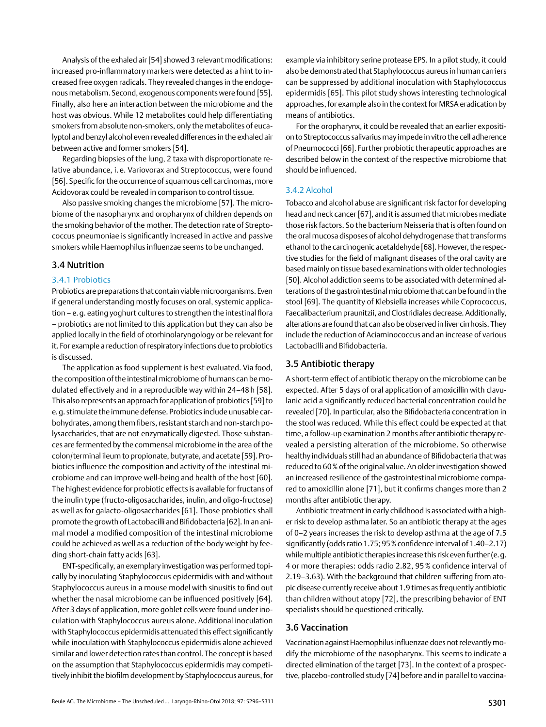Analysis of the exhaled air [54] showed 3 relevant modifications: increased pro-inflammatory markers were detected as a hint to increased free oxygen radicals. They revealed changes in the endogenous metabolism. Second, exogenous components were found [55]. Finally, also here an interaction between the microbiome and the host was obvious. While 12 metabolites could help differentiating smokers from absolute non-smokers, only the metabolites of eucalyptol and benzyl alcohol even revealed differences in the exhaled air between active and former smokers [54].

Regarding biopsies of the lung, 2 taxa with disproportionate relative abundance, i. e. Variovorax and Streptococcus, were found [56]. Specific for the occurrence of squamous cell carcinomas, more Acidovorax could be revealed in comparison to control tissue.

Also passive smoking changes the microbiome [57]. The microbiome of the nasopharynx and oropharynx of children depends on the smoking behavior of the mother. The detection rate of Streptococcus pneumoniae is significantly increased in active and passive smokers while Haemophilus influenzae seems to be unchanged.

## 3.4 Nutrition

### 3.4.1 Probiotics

Probiotics are preparations that contain viable microorganisms. Even if general understanding mostly focuses on oral, systemic application – e. g. eating yoghurt cultures to strengthen the intestinal flora – probiotics are not limited to this application but they can also be applied locally in the field of otorhinolaryngology or be relevant for it. For example a reduction of respiratory infections due to probiotics is discussed.

The application as food supplement is best evaluated. Via food, the composition of the intestinal microbiome of humans can be modulated effectively and in a reproducible way within 24–48 h [58]. This also represents an approach for application of probiotics [59] to e. g. stimulate the immune defense. Probiotics include unusable carbohydrates, among them fibers, resistant starch and non-starch polysaccharides, that are not enzymatically digested. Those substances are fermented by the commensal microbiome in the area of the colon/terminal ileum to propionate, butyrate, and acetate [59]. Probiotics influence the composition and activity of the intestinal microbiome and can improve well-being and health of the host [60]. The highest evidence for probiotic effects is available for fructans of the inulin type (fructo-oligosaccharides, inulin, and oligo-fructose) as well as for galacto-oligosaccharides [61]. Those probiotics shall promote the growth of Lactobacilli and Bifidobacteria [62]. In an animal model a modified composition of the intestinal microbiome could be achieved as well as a reduction of the body weight by feeding short-chain fatty acids [63].

ENT-specifically, an exemplary investigation was performed topically by inoculating Staphylococcus epidermidis with and without Staphylococcus aureus in a mouse model with sinusitis to find out whether the nasal microbiome can be influenced positively [64]. After 3 days of application, more goblet cells were found under inoculation with Staphylococcus aureus alone. Additional inoculation with Staphylococcus epidermidis attenuated this effect significantly while inoculation with Staphylococcus epidermidis alone achieved similar and lower detection rates than control. The concept is based on the assumption that Staphylococcus epidermidis may competitively inhibit the biofilm development by Staphylococcus aureus, for example via inhibitory serine protease EPS. In a pilot study, it could also be demonstrated that Staphylococcus aureus in human carriers can be suppressed by additional inoculation with Staphylococcus epidermidis [65]. This pilot study shows interesting technological approaches, for example also in the context for MRSA eradication by means of antibiotics.

For the oropharynx, it could be revealed that an earlier exposition to Streptococcus salivarius may impede in vitro the cell adherence of Pneumococci [66]. Further probiotic therapeutic approaches are described below in the context of the respective microbiome that should be influenced.

### 3.4.2 Alcohol

Tobacco and alcohol abuse are significant risk factor for developing head and neck cancer [67], and it is assumed that microbes mediate those risk factors. So the bacterium Neisseria that is often found on the oral mucosa disposes of alcohol dehydrogenase that transforms ethanol to the carcinogenic acetaldehyde [68]. However, the respective studies for the field of malignant diseases of the oral cavity are based mainly on tissue based examinations with older technologies [50]. Alcohol addiction seems to be associated with determined alterations of the gastrointestinal microbiome that can be found in the stool [69]. The quantity of Klebsiella increases while Coprococcus, Faecalibacterium praunitzii, and Clostridiales decrease. Additionally, alterations are found that can also be observed in liver cirrhosis. They include the reduction of Aciaminococcus and an increase of various Lactobacilli and Bifidobacteria.

## 3.5 Antibiotic therapy

A short-term effect of antibiotic therapy on the microbiome can be expected. After 5 days of oral application of amoxicillin with clavulanic acid a significantly reduced bacterial concentration could be revealed [70]. In particular, also the Bifidobacteria concentration in the stool was reduced. While this effect could be expected at that time, a follow-up examination 2 months after antibiotic therapy revealed a persisting alteration of the microbiome. So otherwise healthy individuals still had an abundance of Bifidobacteria that was reduced to 60 % of the original value. An older investigation showed an increased resilience of the gastrointestinal microbiome compared to amoxicillin alone [71], but it confirms changes more than 2 months after antibiotic therapy.

Antibiotic treatment in early childhood is associated with a higher risk to develop asthma later. So an antibiotic therapy at the ages of 0–2 years increases the risk to develop asthma at the age of 7.5 significantly (odds ratio 1.75; 95 % confidence interval of 1.40–2.17) while multiple antibiotic therapies increase this risk even further (e. g. 4 or more therapies: odds radio 2.82, 95 % confidence interval of 2.19–3.63). With the background that children suffering from atopic disease currently receive about 1.9 times as frequently antibiotic than children without atopy [72], the prescribing behavior of ENT specialists should be questioned critically.

## 3.6 Vaccination

Vaccination against Haemophilus influenzae does not relevantly modify the microbiome of the nasopharynx. This seems to indicate a directed elimination of the target [73]. In the context of a prospective, placebo-controlled study [74] before and in parallel to vaccina-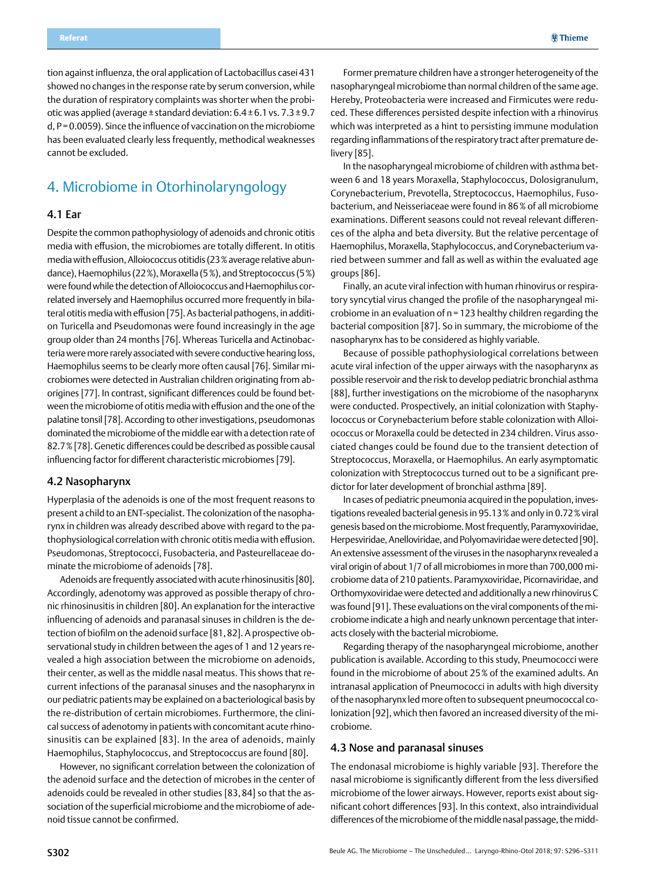tion against influenza, the oral application of Lactobacillus casei 431 showed no changes in the response rate by serum conversion, while the duration of respiratory complaints was shorter when the probiotic was applied (average ± standard deviation: 6.4 ± 6.1 vs. 7.3 ± 9.7 d, P = 0.0059). Since the influence of vaccination on the microbiome has been evaluated clearly less frequently, methodical weaknesses cannot be excluded.

## 4. Microbiome in Otorhinolaryngology

### 4.1 Ear

Despite the common pathophysiology of adenoids and chronic otitis media with effusion, the microbiomes are totally different. In otitis media with effusion, Alloiococcus otitidis (23 % average relative abundance), Haemophilus (22 %), Moraxella (5 %), and Streptococcus (5 %) were found while the detection of Alloiococcus and Haemophilus correlated inversely and Haemophilus occurred more frequently in bilateral otitis media with effusion [75]. As bacterial pathogens, in addition Turicella and Pseudomonas were found increasingly in the age group older than 24 months [76]. Whereas Turicella and Actinobacteria were more rarely associated with severe conductive hearing loss, Haemophilus seems to be clearly more often causal [76]. Similar microbiomes were detected in Australian children originating from aborigines [77]. In contrast, significant differences could be found between the microbiome of otitis media with effusion and the one of the palatine tonsil [78]. According to other investigations, pseudomonas dominated the microbiome of the middle ear with a detection rate of 82.7 % [78]. Genetic differences could be described as possible causal influencing factor for different characteristic microbiomes [79].

### 4.2 Nasopharynx

Hyperplasia of the adenoids is one of the most frequent reasons to present a child to an ENT-specialist. The colonization of the nasopharynx in children was already described above with regard to the pathophysiological correlation with chronic otitis media with effusion. Pseudomonas, Streptococci, Fusobacteria, and Pasteurellaceae dominate the microbiome of adenoids [78].

Adenoids are frequently associated with acute rhinosinusitis [80]. Accordingly, adenotomy was approved as possible therapy of chronic rhinosinusitis in children [80]. An explanation for the interactive influencing of adenoids and paranasal sinuses in children is the detection of biofilm on the adenoid surface [81, 82]. A prospective observational study in children between the ages of 1 and 12 years revealed a high association between the microbiome on adenoids, their center, as well as the middle nasal meatus. This shows that recurrent infections of the paranasal sinuses and the nasopharynx in our pediatric patients may be explained on a bacteriological basis by the re-distribution of certain microbiomes. Furthermore, the clinical success of adenotomy in patients with concomitant acute rhinosinusitis can be explained [83]. In the area of adenoids, mainly Haemophilus, Staphylococcus, and Streptococcus are found [80].

However, no significant correlation between the colonization of the adenoid surface and the detection of microbes in the center of adenoids could be revealed in other studies [83, 84] so that the association of the superficial microbiome and the microbiome of adenoid tissue cannot be confirmed.

Former premature children have a stronger heterogeneity of the nasopharyngeal microbiome than normal children of the same age. Hereby, Proteobacteria were increased and Firmicutes were reduced. These differences persisted despite infection with a rhinovirus which was interpreted as a hint to persisting immune modulation regarding inflammations of the respiratory tract after premature delivery [85].

In the nasopharyngeal microbiome of children with asthma between 6 and 18 years Moraxella, Staphylococcus, Dolosigranulum, Corynebacterium, Prevotella, Streptococcus, Haemophilus, Fusobacterium, and Neisseriaceae were found in 86 % of all microbiome examinations. Different seasons could not reveal relevant differences of the alpha and beta diversity. But the relative percentage of Haemophilus, Moraxella, Staphylococcus, and Corynebacterium varied between summer and fall as well as within the evaluated age groups [86].

Finally, an acute viral infection with human rhinovirus or respiratory syncytial virus changed the profile of the nasopharyngeal microbiome in an evaluation of n = 123 healthy children regarding the bacterial composition [87]. So in summary, the microbiome of the nasopharynx has to be considered as highly variable.

Because of possible pathophysiological correlations between acute viral infection of the upper airways with the nasopharynx as possible reservoir and the risk to develop pediatric bronchial asthma [88], further investigations on the microbiome of the nasopharynx were conducted. Prospectively, an initial colonization with Staphylococcus or Corynebacterium before stable colonization with Alloiococcus or Moraxella could be detected in 234 children. Virus associated changes could be found due to the transient detection of Streptococcus, Moraxella, or Haemophilus. An early asymptomatic colonization with Streptococcus turned out to be a significant predictor for later development of bronchial asthma [89].

In cases of pediatric pneumonia acquired in the population, investigations revealed bacterial genesis in 95.13 % and only in 0.72 % viral genesis based on the microbiome. Most frequently, Paramyxoviridae, Herpesviridae, Anelloviridae, and Polyomaviridae were detected [90]. An extensive assessment of the viruses in the nasopharynx revealed a viral origin of about 1/7 of all microbiomes in more than 700,000 microbiome data of 210 patients. Paramyxoviridae, Picornaviridae, and Orthomyxoviridae were detected and additionally a new rhinovirus C was found [91]. These evaluations on the viral components of the microbiome indicate a high and nearly unknown percentage that interacts closely with the bacterial microbiome.

Regarding therapy of the nasopharyngeal microbiome, another publication is available. According to this study, Pneumococci were found in the microbiome of about 25 % of the examined adults. An intranasal application of Pneumococci in adults with high diversity of the nasopharynx led more often to subsequent pneumococcal colonization [92], which then favored an increased diversity of the microbiome.

### 4.3 Nose and paranasal sinuses

The endonasal microbiome is highly variable [93]. Therefore the nasal microbiome is significantly different from the less diversified microbiome of the lower airways. However, reports exist about significant cohort differences [93]. In this context, also intraindividual differences of the microbiome of the middle nasal passage, the midd-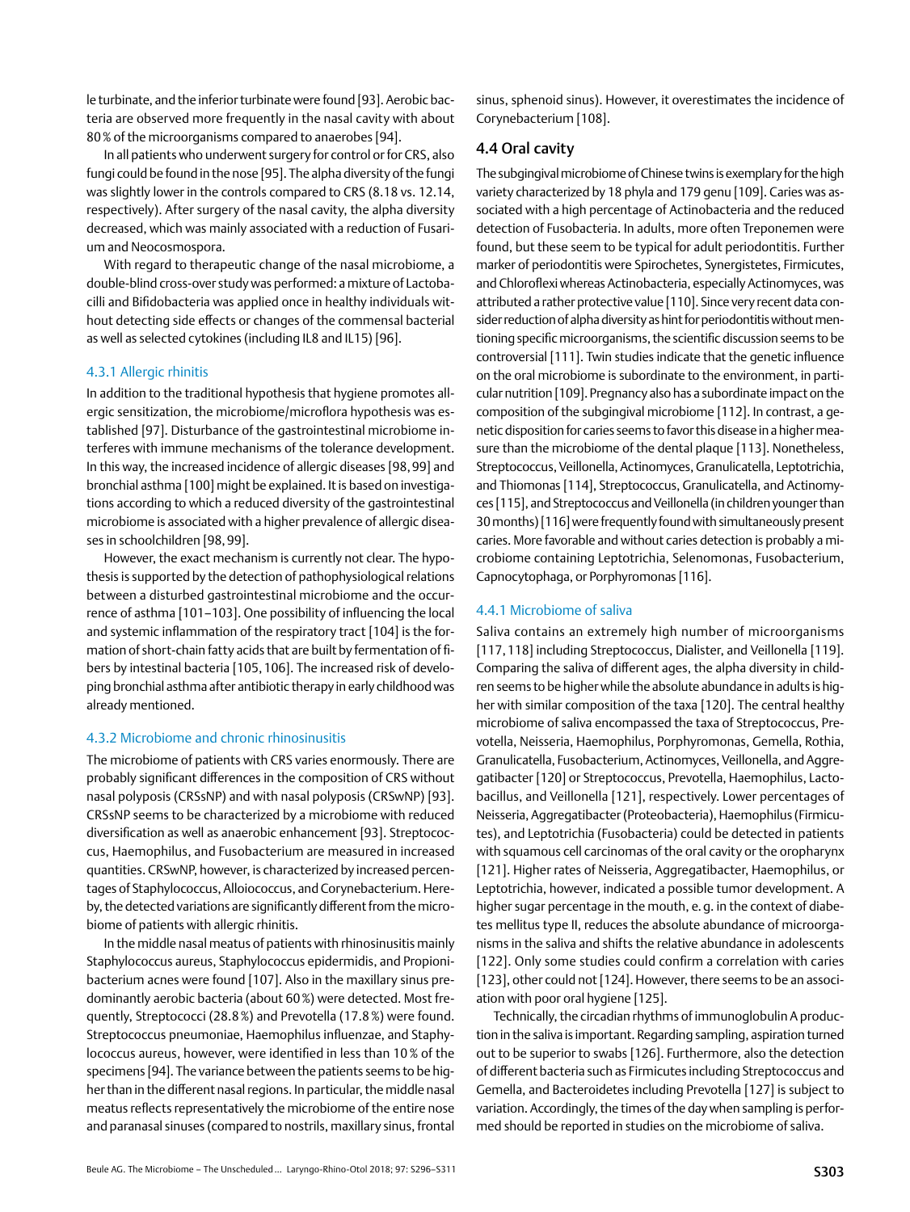le turbinate, and the inferior turbinate were found [93]. Aerobic bacteria are observed more frequently in the nasal cavity with about 80 % of the microorganisms compared to anaerobes [94].

In all patients who underwent surgery for control or for CRS, also fungi could be found in the nose [95]. The alpha diversity of the fungi was slightly lower in the controls compared to CRS (8.18 vs. 12.14, respectively). After surgery of the nasal cavity, the alpha diversity decreased, which was mainly associated with a reduction of Fusarium and Neocosmospora.

With regard to therapeutic change of the nasal microbiome, a double-blind cross-over study was performed: a mixture of Lactobacilli and Bifidobacteria was applied once in healthy individuals without detecting side effects or changes of the commensal bacterial as well as selected cytokines (including IL8 and IL15) [96].

### 4.3.1 Allergic rhinitis

In addition to the traditional hypothesis that hygiene promotes allergic sensitization, the microbiome/microflora hypothesis was established [97]. Disturbance of the gastrointestinal microbiome interferes with immune mechanisms of the tolerance development. In this way, the increased incidence of allergic diseases [98, 99] and bronchial asthma [100] might be explained. It is based on investigations according to which a reduced diversity of the gastrointestinal microbiome is associated with a higher prevalence of allergic diseases in schoolchildren [98, 99].

However, the exact mechanism is currently not clear. The hypothesis is supported by the detection of pathophysiological relations between a disturbed gastrointestinal microbiome and the occurrence of asthma [101–103]. One possibility of influencing the local and systemic inflammation of the respiratory tract [104] is the formation of short-chain fatty acids that are built by fermentation of fibers by intestinal bacteria [105, 106]. The increased risk of developing bronchial asthma after antibiotic therapy in early childhood was already mentioned.

### 4.3.2 Microbiome and chronic rhinosinusitis

The microbiome of patients with CRS varies enormously. There are probably significant differences in the composition of CRS without nasal polyposis (CRSsNP) and with nasal polyposis (CRSwNP) [93]. CRSsNP seems to be characterized by a microbiome with reduced diversification as well as anaerobic enhancement [93]. Streptococcus, Haemophilus, and Fusobacterium are measured in increased quantities. CRSwNP, however, is characterized by increased percentages of Staphylococcus, Alloiococcus, and Corynebacterium. Hereby, the detected variations are significantly different from the microbiome of patients with allergic rhinitis.

In the middle nasal meatus of patients with rhinosinusitis mainly Staphylococcus aureus, Staphylococcus epidermidis, and Propionibacterium acnes were found [107]. Also in the maxillary sinus predominantly aerobic bacteria (about 60 %) were detected. Most frequently, Streptococci (28.8 %) and Prevotella (17.8 %) were found. Streptococcus pneumoniae, Haemophilus influenzae, and Staphylococcus aureus, however, were identified in less than 10 % of the specimens [94]. The variance between the patients seems to be higher than in the different nasal regions. In particular, the middle nasal meatus reflects representatively the microbiome of the entire nose and paranasal sinuses (compared to nostrils, maxillary sinus, frontal sinus, sphenoid sinus). However, it overestimates the incidence of Corynebacterium [108].

## 4.4 Oral cavity

The subgingival microbiome of Chinese twins is exemplary for the high variety characterized by 18 phyla and 179 genu [109]. Caries was associated with a high percentage of Actinobacteria and the reduced detection of Fusobacteria. In adults, more often Treponemen were found, but these seem to be typical for adult periodontitis. Further marker of periodontitis were Spirochetes, Synergistetes, Firmicutes, and Chloroflexi whereas Actinobacteria, especially Actinomyces, was attributed a rather protective value [110]. Since very recent data consider reduction of alpha diversity as hint for periodontitis without mentioning specific microorganisms, the scientific discussion seems to be controversial [111]. Twin studies indicate that the genetic influence on the oral microbiome is subordinate to the environment, in particular nutrition [109]. Pregnancy also has a subordinate impact on the composition of the subgingival microbiome [112]. In contrast, a genetic disposition for caries seems to favor this disease in a higher measure than the microbiome of the dental plaque [113]. Nonetheless, Streptococcus, Veillonella, Actinomyces, Granulicatella, Leptotrichia, and Thiomonas [114], Streptococcus, Granulicatella, and Actinomyces [115], and Streptococcus and Veillonella (in children younger than 30 months) [116] were frequently found with simultaneously present caries. More favorable and without caries detection is probably a microbiome containing Leptotrichia, Selenomonas, Fusobacterium, Capnocytophaga, or Porphyromonas [116].

### 4.4.1 Microbiome of saliva

Saliva contains an extremely high number of microorganisms [117, 118] including Streptococcus, Dialister, and Veillonella [119]. Comparing the saliva of different ages, the alpha diversity in children seems to be higher while the absolute abundance in adults is higher with similar composition of the taxa [120]. The central healthy microbiome of saliva encompassed the taxa of Streptococcus, Prevotella, Neisseria, Haemophilus, Porphyromonas, Gemella, Rothia, Granulicatella, Fusobacterium, Actinomyces, Veillonella, and Aggregatibacter [120] or Streptococcus, Prevotella, Haemophilus, Lactobacillus, and Veillonella [121], respectively. Lower percentages of Neisseria, Aggregatibacter (Proteobacteria), Haemophilus (Firmicutes), and Leptotrichia (Fusobacteria) could be detected in patients with squamous cell carcinomas of the oral cavity or the oropharynx [121]. Higher rates of Neisseria, Aggregatibacter, Haemophilus, or Leptotrichia, however, indicated a possible tumor development. A higher sugar percentage in the mouth, e. g. in the context of diabetes mellitus type II, reduces the absolute abundance of microorganisms in the saliva and shifts the relative abundance in adolescents [122]. Only some studies could confirm a correlation with caries [123], other could not [124]. However, there seems to be an association with poor oral hygiene [125].

Technically, the circadian rhythms of immunoglobulin A production in the saliva is important. Regarding sampling, aspiration turned out to be superior to swabs [126]. Furthermore, also the detection of different bacteria such as Firmicutes including Streptococcus and Gemella, and Bacteroidetes including Prevotella [127] is subject to variation. Accordingly, the times of the day when sampling is performed should be reported in studies on the microbiome of saliva.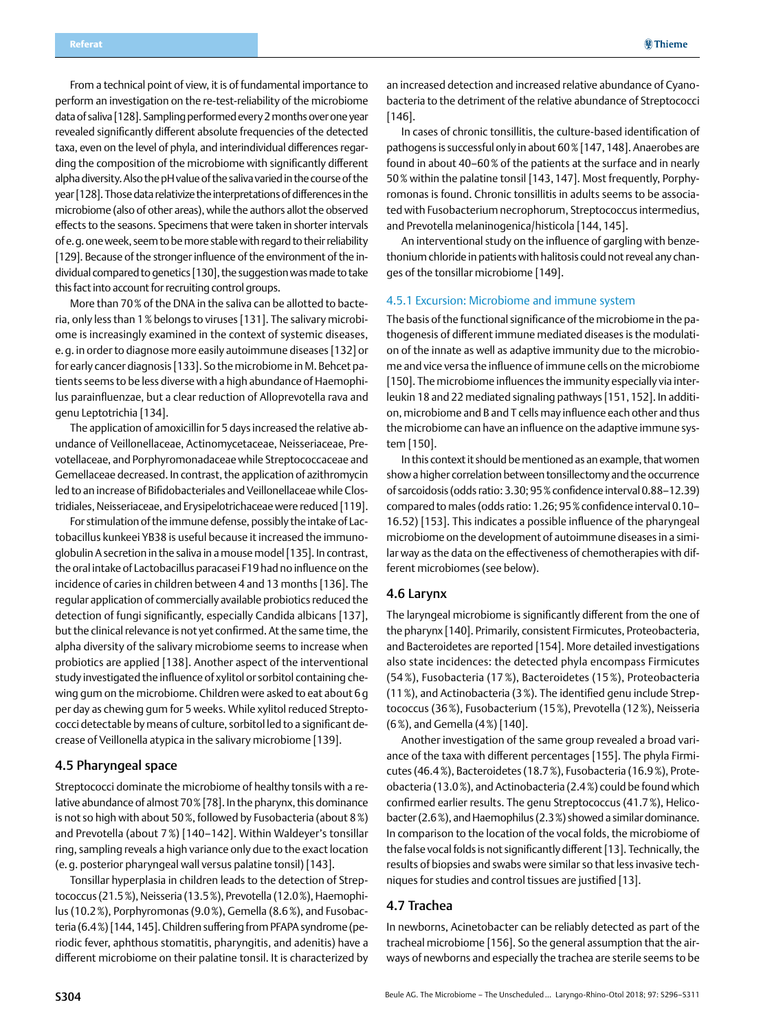From a technical point of view, it is of fundamental importance to perform an investigation on the re-test-reliability of the microbiome data of saliva [128]. Sampling performed every 2 months over one year revealed significantly different absolute frequencies of the detected taxa, even on the level of phyla, and interindividual differences regarding the composition of the microbiome with significantly different alpha diversity. Also the pH value of the saliva varied in the course of the year [128]. Those data relativize the interpretations of differences in the microbiome (also of other areas), while the authors allot the observed effects to the seasons. Specimens that were taken in shorter intervals of e. g. one week, seem to be more stable with regard to their reliability [129]. Because of the stronger influence of the environment of the individual compared to genetics [130], the suggestion was made to take this fact into account for recruiting control groups.

More than 70 % of the DNA in the saliva can be allotted to bacteria, only less than 1 % belongs to viruses [131]. The salivary microbiome is increasingly examined in the context of systemic diseases, e. g. in order to diagnose more easily autoimmune diseases [132] or for early cancer diagnosis [133]. So the microbiome in M. Behcet patients seems to be less diverse with a high abundance of Haemophilus parainfluenzae, but a clear reduction of Alloprevotella rava and genu Leptotrichia [134].

The application of amoxicillin for 5 days increased the relative abundance of Veillonellaceae, Actinomycetaceae, Neisseriaceae, Prevotellaceae, and Porphyromonadaceae while Streptococcaceae and Gemellaceae decreased. In contrast, the application of azithromycin led to an increase of Bifidobacteriales and Veillonellaceae while Clostridiales, Neisseriaceae, and Erysipelotrichaceae were reduced [119].

For stimulation of the immune defense, possibly the intake of Lactobacillus kunkeei YB38 is useful because it increased the immunoglobulin A secretion in the saliva in a mouse model [135]. In contrast, the oral intake of Lactobacillus paracasei F19 had no influence on the incidence of caries in children between 4 and 13 months [136]. The regular application of commercially available probiotics reduced the detection of fungi significantly, especially Candida albicans [137], but the clinical relevance is not yet confirmed. At the same time, the alpha diversity of the salivary microbiome seems to increase when probiotics are applied [138]. Another aspect of the interventional study investigated the influence of xylitol or sorbitol containing chewing gum on the microbiome. Children were asked to eat about 6 g per day as chewing gum for 5 weeks. While xylitol reduced Streptococci detectable by means of culture, sorbitol led to a significant decrease of Veillonella atypica in the salivary microbiome [139].

## 4.5 Pharyngeal space

Streptococci dominate the microbiome of healthy tonsils with a relative abundance of almost 70 % [78]. In the pharynx, this dominance is not so high with about 50 %, followed by Fusobacteria (about 8 %) and Prevotella (about 7 %) [140–142]. Within Waldeyer's tonsillar ring, sampling reveals a high variance only due to the exact location (e. g. posterior pharyngeal wall versus palatine tonsil) [143].

Tonsillar hyperplasia in children leads to the detection of Streptococcus (21.5 %), Neisseria (13.5 %), Prevotella (12.0 %), Haemophilus (10.2 %), Porphyromonas (9.0 %), Gemella (8.6 %), and Fusobacteria (6.4 %) [144, 145]. Children suffering from PFAPA syndrome (periodic fever, aphthous stomatitis, pharyngitis, and adenitis) have a different microbiome on their palatine tonsil. It is characterized by an increased detection and increased relative abundance of Cyanobacteria to the detriment of the relative abundance of Streptococci [146].

In cases of chronic tonsillitis, the culture-based identification of pathogens is successful only in about 60 % [147, 148]. Anaerobes are found in about 40–60 % of the patients at the surface and in nearly 50 % within the palatine tonsil [143, 147]. Most frequently, Porphyromonas is found. Chronic tonsillitis in adults seems to be associated with Fusobacterium necrophorum, Streptococcus intermedius, and Prevotella melaninogenica/histicola [144, 145].

An interventional study on the influence of gargling with benzethonium chloride in patients with halitosis could not reveal any changes of the tonsillar microbiome [149].

### 4.5.1 Excursion: Microbiome and immune system

The basis of the functional significance of the microbiome in the pathogenesis of different immune mediated diseases is the modulation of the innate as well as adaptive immunity due to the microbiome and vice versa the influence of immune cells on the microbiome [150]. The microbiome influences the immunity especially via interleukin 18 and 22 mediated signaling pathways [151, 152]. In addition, microbiome and B and T cells may influence each other and thus the microbiome can have an influence on the adaptive immune system [150].

In this context it should be mentioned as an example, that women show a higher correlation between tonsillectomy and the occurrence of sarcoidosis (odds ratio: 3.30; 95 % confidence interval 0.88–12.39) compared to males (odds ratio: 1.26; 95 % confidence interval 0.10–16.52) [153]. This indicates a possible influence of the pharyngeal microbiome on the development of autoimmune diseases in a similar way as the data on the effectiveness of chemotherapies with different microbiomes (see below).

## 4.6 Larynx

The laryngeal microbiome is significantly different from the one of the pharynx [140]. Primarily, consistent Firmicutes, Proteobacteria, and Bacteroidetes are reported [154]. More detailed investigations also state incidences: the detected phyla encompass Firmicutes (54 %), Fusobacteria (17 %), Bacteroidetes (15 %), Proteobacteria (11 %), and Actinobacteria (3 %). The identified genu include Streptococcus (36 %), Fusobacterium (15 %), Prevotella (12 %), Neisseria (6 %), and Gemella (4 %) [140].

Another investigation of the same group revealed a broad variance of the taxa with different percentages [155]. The phyla Firmicutes (46.4 %), Bacteroidetes (18.7 %), Fusobacteria (16.9 %), Proteobacteria (13.0 %), and Actinobacteria (2.4 %) could be found which confirmed earlier results. The genu Streptococcus (41.7 %), Helicobacter (2.6 %), and Haemophilus (2.3 %) showed a similar dominance. In comparison to the location of the vocal folds, the microbiome of the false vocal folds is not significantly different [13]. Technically, the results of biopsies and swabs were similar so that less invasive techniques for studies and control tissues are justified [13].

## 4.7 Trachea

In newborns, Acinetobacter can be reliably detected as part of the tracheal microbiome [156]. So the general assumption that the airways of newborns and especially the trachea are sterile seems to be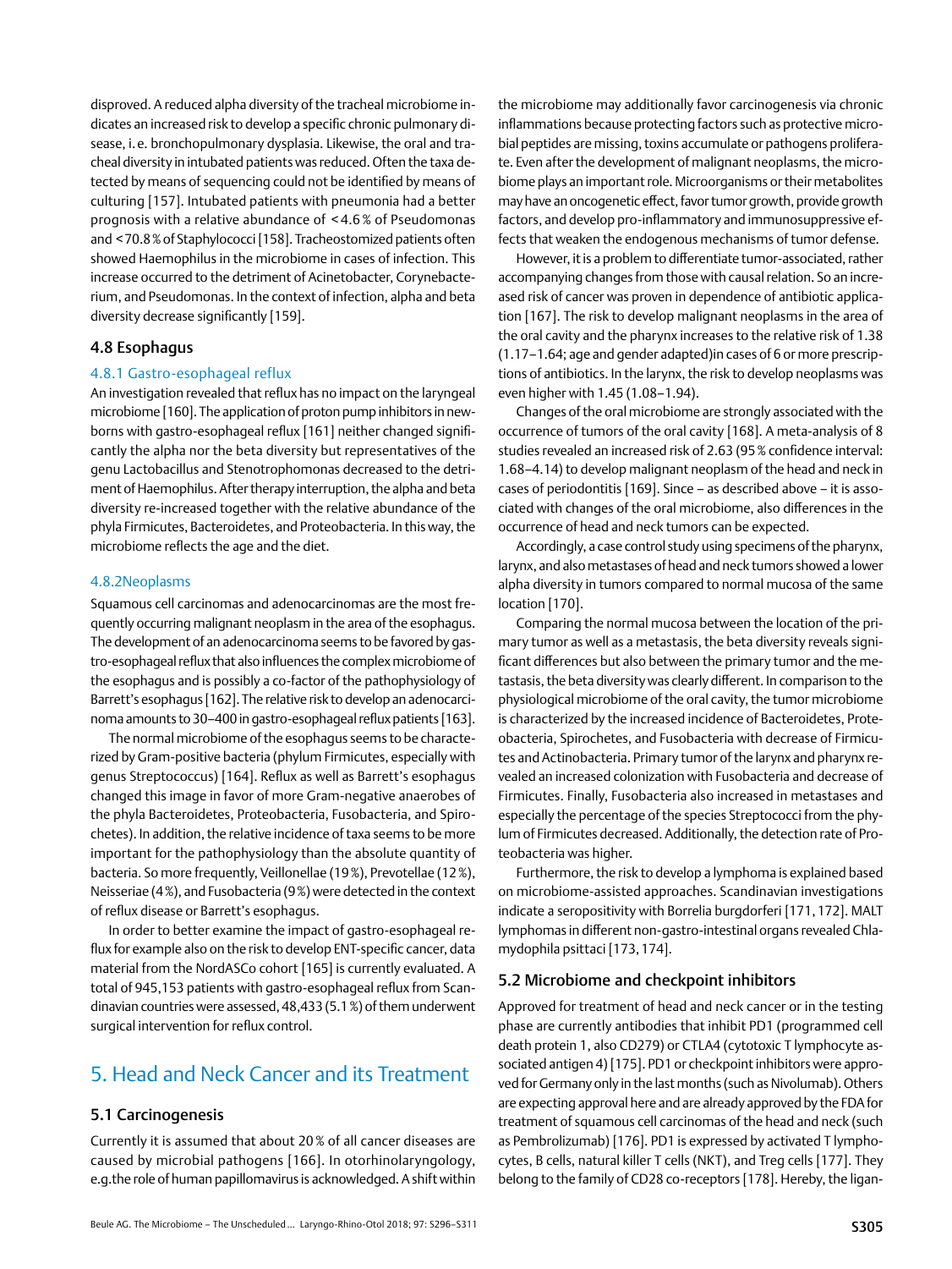disproved. A reduced alpha diversity of the tracheal microbiome indicates an increased risk to develop a specific chronic pulmonary disease, i. e. bronchopulmonary dysplasia. Likewise, the oral and tracheal diversity in intubated patients was reduced. Often the taxa detected by means of sequencing could not be identified by means of culturing [157]. Intubated patients with pneumonia had a better prognosis with a relative abundance of < 4.6 % of Pseudomonas and < 70.8 % of Staphylococci [158]. Tracheostomized patients often showed Haemophilus in the microbiome in cases of infection. This increase occurred to the detriment of Acinetobacter, Corynebacterium, and Pseudomonas. In the context of infection, alpha and beta diversity decrease significantly [159].

### 4.8 Esophagus

#### 4.8.1 Gastro-esophageal reflux

An investigation revealed that reflux has no impact on the laryngeal microbiome [160]. The application of proton pump inhibitors in newborns with gastro-esophageal reflux [161] neither changed significantly the alpha nor the beta diversity but representatives of the genu Lactobacillus and Stenotrophomonas decreased to the detriment of Haemophilus. After therapy interruption, the alpha and beta diversity re-increased together with the relative abundance of the phyla Firmicutes, Bacteroidetes, and Proteobacteria. In this way, the microbiome reflects the age and the diet.

#### 4.8.2Neoplasms

Squamous cell carcinomas and adenocarcinomas are the most frequently occurring malignant neoplasm in the area of the esophagus. The development of an adenocarcinoma seems to be favored by gastro-esophageal reflux that also influences the complex microbiome of the esophagus and is possibly a co-factor of the pathophysiology of Barrett's esophagus [162]. The relative risk to develop an adenocarcinoma amounts to 30–400 in gastro-esophageal reflux patients [163].

The normal microbiome of the esophagus seems to be characterized by Gram-positive bacteria (phylum Firmicutes, especially with genus Streptococcus) [164]. Reflux as well as Barrett's esophagus changed this image in favor of more Gram-negative anaerobes of the phyla Bacteroidetes, Proteobacteria, Fusobacteria, and Spirochetes). In addition, the relative incidence of taxa seems to be more important for the pathophysiology than the absolute quantity of bacteria. So more frequently, Veillonellae (19 %), Prevotellae (12 %), Neisseriae (4 %), and Fusobacteria (9 %) were detected in the context of reflux disease or Barrett's esophagus.

In order to better examine the impact of gastro-esophageal reflux for example also on the risk to develop ENT-specific cancer, data material from the NordASCo cohort [165] is currently evaluated. A total of 945,153 patients with gastro-esophageal reflux from Scandinavian countries were assessed, 48,433 (5.1 %) of them underwent surgical intervention for reflux control.

## 5. Head and Neck Cancer and its Treatment

### 5.1 Carcinogenesis

Currently it is assumed that about 20 % of all cancer diseases are caused by microbial pathogens [166]. In otorhinolaryngology, e.g.the role of human papillomavirus is acknowledged. A shift within the microbiome may additionally favor carcinogenesis via chronic inflammations because protecting factors such as protective microbial peptides are missing, toxins accumulate or pathogens proliferate. Even after the development of malignant neoplasms, the microbiome plays an important role. Microorganisms or their metabolites may have an oncogenetic effect, favor tumor growth, provide growth factors, and develop pro-inflammatory and immunosuppressive effects that weaken the endogenous mechanisms of tumor defense.

However, it is a problem to differentiate tumor-associated, rather accompanying changes from those with causal relation. So an increased risk of cancer was proven in dependence of antibiotic application [167]. The risk to develop malignant neoplasms in the area of the oral cavity and the pharynx increases to the relative risk of 1.38 (1.17–1.64; age and gender adapted)in cases of 6 or more prescriptions of antibiotics. In the larynx, the risk to develop neoplasms was even higher with 1.45 (1.08–1.94).

Changes of the oral microbiome are strongly associated with the occurrence of tumors of the oral cavity [168]. A meta-analysis of 8 studies revealed an increased risk of 2.63 (95 % confidence interval: 1.68–4.14) to develop malignant neoplasm of the head and neck in cases of periodontitis [169]. Since – as described above – it is associated with changes of the oral microbiome, also differences in the occurrence of head and neck tumors can be expected.

Accordingly, a case control study using specimens of the pharynx, larynx, and also metastases of head and neck tumors showed a lower alpha diversity in tumors compared to normal mucosa of the same location [170].

Comparing the normal mucosa between the location of the primary tumor as well as a metastasis, the beta diversity reveals significant differences but also between the primary tumor and the metastasis, the beta diversity was clearly different. In comparison to the physiological microbiome of the oral cavity, the tumor microbiome is characterized by the increased incidence of Bacteroidetes, Proteobacteria, Spirochetes, and Fusobacteria with decrease of Firmicutes and Actinobacteria. Primary tumor of the larynx and pharynx revealed an increased colonization with Fusobacteria and decrease of Firmicutes. Finally, Fusobacteria also increased in metastases and especially the percentage of the species Streptococci from the phylum of Firmicutes decreased. Additionally, the detection rate of Proteobacteria was higher.

Furthermore, the risk to develop a lymphoma is explained based on microbiome-assisted approaches. Scandinavian investigations indicate a seropositivity with Borrelia burgdorferi [171, 172]. MALT lymphomas in different non-gastro-intestinal organs revealed Chlamydophila psittaci [173, 174].

### 5.2 Microbiome and checkpoint inhibitors

Approved for treatment of head and neck cancer or in the testing phase are currently antibodies that inhibit PD1 (programmed cell death protein 1, also CD279) or CTLA4 (cytotoxic T lymphocyte associated antigen 4) [175]. PD1 or checkpoint inhibitors were approved for Germany only in the last months (such as Nivolumab). Others are expecting approval here and are already approved by the FDA for treatment of squamous cell carcinomas of the head and neck (such as Pembrolizumab) [176]. PD1 is expressed by activated T lymphocytes, B cells, natural killer T cells (NKT), and Treg cells [177]. They belong to the family of CD28 co-receptors [178]. Hereby, the ligan-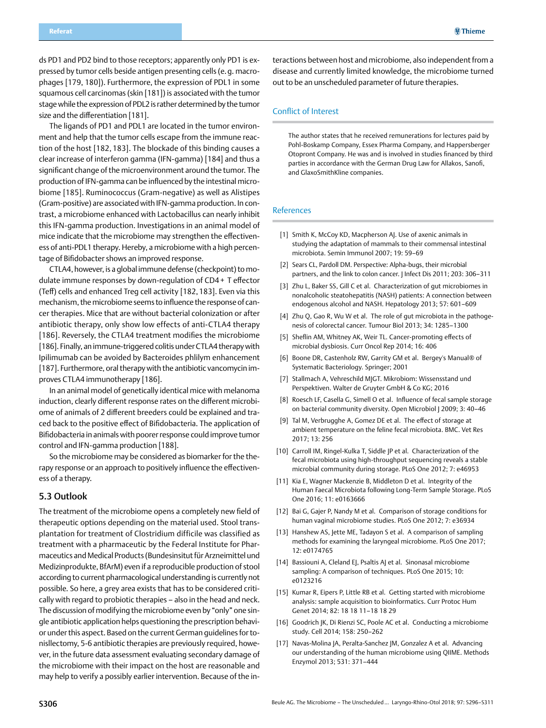ds PD1 and PD2 bind to those receptors; apparently only PD1 is expressed by tumor cells beside antigen presenting cells (e. g. macrophages [179, 180]). Furthermore, the expression of PDL1 in some squamous cell carcinomas (skin [181]) is associated with the tumor stage while the expression of PDL2 is rather determined by the tumor size and the differentiation [181].

The ligands of PD1 and PDL1 are located in the tumor environment and help that the tumor cells escape from the immune reaction of the host [182, 183]. The blockade of this binding causes a clear increase of interferon gamma (IFN-gamma) [184] and thus a significant change of the microenvironment around the tumor. The production of IFN-gamma can be influenced by the intestinal microbiome [185]. Ruminococcus (Gram-negative) as well as Alistipes (Gram-positive) are associated with IFN-gamma production. In contrast, a microbiome enhanced with Lactobacillus can nearly inhibit this IFN-gamma production. Investigations in an animal model of mice indicate that the microbiome may strengthen the effectiveness of anti-PDL1 therapy. Hereby, a microbiome with a high percentage of Bifidobacter shows an improved response.

CTLA4, however, is a global immune defense (checkpoint) to modulate immune responses by down-regulation of CD4+ T effector (Teff) cells and enhanced Treg cell activity [182, 183]. Even via this mechanism, the microbiome seems to influence the response of cancer therapies. Mice that are without bacterial colonization or after antibiotic therapy, only show low effects of anti-CTLA4 therapy [186]. Reversely, the CTLA4 treatment modifies the microbiome [186]. Finally, an immune-triggered colitis under CTLA4 therapy with Ipilimumab can be avoided by Bacteroides phlilym enhancement [187]. Furthermore, oral therapy with the antibiotic vancomycin improves CTLA4 immunotherapy [186].

In an animal model of genetically identical mice with melanoma induction, clearly different response rates on the different microbiome of animals of 2 different breeders could be explained and traced back to the positive effect of Bifidobacteria. The application of Bifidobacteria in animals with poorer response could improve tumor control and IFN-gamma production [188].

So the microbiome may be considered as biomarker for the therapy response or an approach to positively influence the effectiveness of a therapy.

## 5.3 Outlook

The treatment of the microbiome opens a completely new field of therapeutic options depending on the material used. Stool transplantation for treatment of Clostridium difficile was classified as treatment with a pharmaceutic by the Federal Institute for Pharmaceutics and Medical Products (Bundesinsitut für Arzneimittel und Medizinprodukte, BfArM) even if a reproducible production of stool according to current pharmacological understanding is currently not possible. So here, a grey area exists that has to be considered critically with regard to probiotic therapies – also in the head and neck. The discussion of modifying the microbiome even by "only" one single antibiotic application helps questioning the prescription behavior under this aspect. Based on the current German guidelines for tonisllectomy, 5-6 antibiotic therapies are previously required, however, in the future data assessment evaluating secondary damage of the microbiome with their impact on the host are reasonable and may help to verify a possibly earlier intervention. Because of the interactions between host and microbiome, also independent from a disease and currently limited knowledge, the microbiome turned out to be an unscheduled parameter of future therapies.

## Conflict of Interest

The author states that he received remunerations for lectures paid by Pohl-Boskamp Company, Essex Pharma Company, and Happersberger Otopront Company. He was and is involved in studies financed by third parties in accordance with the German Drug Law for Allakos, Sanofi, and GlaxoSmithKline companies.

## References

[1] Smith K, McCoy KD, Macpherson AJ. Use of axenic animals in studying the adaptation of mammals to their commensal intestinal microbiota. Semin Immunol 2007; 19: 59–69

[2] Sears CL, Pardoll DM. Perspective: Alpha-bugs, their microbial partners, and the link to colon cancer. J Infect Dis 2011; 203: 306–311

[3] Zhu L, Baker SS, Gill C et al. Characterization of gut microbiomes in nonalcoholic steatohepatitis (NASH) patients: A connection between endogenous alcohol and NASH. Hepatology 2013; 57: 601–609

[4] Zhu Q, Gao R, Wu W et al. The role of gut microbiota in the pathogenesis of colorectal cancer. Tumour Biol 2013; 34: 1285–1300

[5] Sheflin AM, Whitney AK, Weir TL. Cancer-promoting effects of microbial dysbiosis. Curr Oncol Rep 2014; 16: 406

[6] Boone DR, Castenholz RW, Garrity GM et al. Bergey's Manual® of Systematic Bacteriology. Springer; 2001

[7] Stallmach A, Vehreschild MJGT. Mikrobiom: Wissensstand und Perspektiven. Walter de Gruyter GmbH & Co KG; 2016

[8] Roesch LF, Casella G, Simell O et al. Influence of fecal sample storage on bacterial community diversity. Open Microbiol J 2009; 3: 40–46

[9] Tal M, Verbrugghe A, Gomez DE et al. The effect of storage at ambient temperature on the feline fecal microbiota. BMC. Vet Res 2017; 13: 256

[10] Carroll IM, Ringel-Kulka T, Siddle JP et al. Characterization of the fecal microbiota using high-throughput sequencing reveals a stable microbial community during storage. PLoS One 2012; 7: e46953

[11] Kia E, Wagner Mackenzie B, Middleton D et al. Integrity of the Human Faecal Microbiota following Long-Term Sample Storage. PLoS One 2016; 11: e0163666

[12] Bai G, Gajer P, Nandy M et al. Comparison of storage conditions for human vaginal microbiome studies. PLoS One 2012; 7: e36934

[13] Hanshew AS, Jette ME, Tadayon S et al. A comparison of sampling methods for examining the laryngeal microbiome. PLoS One 2017; 12: e0174765

[14] Bassiouni A, Cleland EJ, Psaltis AJ et al. Sinonasal microbiome sampling: A comparison of techniques. PLoS One 2015; 10: e0123216

[15] Kumar R, Eipers P, Little RB et al. Getting started with microbiome analysis: sample acquisition to bioinformatics. Curr Protoc Hum Genet 2014; 82: 18 18 11–18 18 29

[16] Goodrich JK, Di Rienzi SC, Poole AC et al. Conducting a microbiome study. Cell 2014; 158: 250–262

[17] Navas-Molina JA, Peralta-Sanchez JM, Gonzalez A et al. Advancing our understanding of the human microbiome using QIIME. Methods Enzymol 2013; 531: 371–444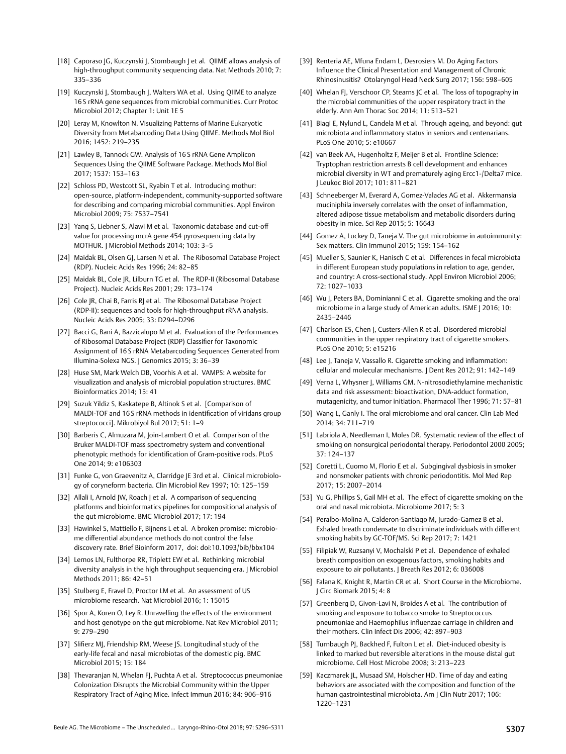[18] Caporaso JG, Kuczynski J, Stombaugh J et al. QIIME allows analysis of high-throughput community sequencing data. Nat Methods 2010; 7: 335–336

[19] Kuczynski J, Stombaugh J, Walters WA et al. Using QIIME to analyze 16 S rRNA gene sequences from microbial communities. Curr Protoc Microbiol 2012; Chapter 1: Unit 1E 5

[20] Leray M, Knowlton N. Visualizing Patterns of Marine Eukaryotic Diversity from Metabarcoding Data Using QIIME. Methods Mol Biol 2016; 1452: 219–235

[21] Lawley B, Tannock GW. Analysis of 16 S rRNA Gene Amplicon Sequences Using the QIIME Software Package. Methods Mol Biol 2017; 1537: 153–163

[22] Schloss PD, Westcott SL, Ryabin T et al. Introducing mothur: open-source, platform-independent, community-supported software for describing and comparing microbial communities. Appl Environ Microbiol 2009; 75: 7537–7541

[23] Yang S, Liebner S, Alawi M et al. Taxonomic database and cut-off value for processing mcrA gene 454 pyrosequencing data by MOTHUR. J Microbiol Methods 2014; 103: 3–5

[24] Maidak BL, Olsen GJ, Larsen N et al. The Ribosomal Database Project (RDP). Nucleic Acids Res 1996; 24: 82–85

[25] Maidak BL, Cole JR, Lilburn TG et al. The RDP-II (Ribosomal Database Project). Nucleic Acids Res 2001; 29: 173–174

[26] Cole JR, Chai B, Farris RJ et al. The Ribosomal Database Project (RDP-II): sequences and tools for high-throughput rRNA analysis. Nucleic Acids Res 2005; 33: D294–D296

[27] Bacci G, Bani A, Bazzicalupo M et al. Evaluation of the Performances of Ribosomal Database Project (RDP) Classifier for Taxonomic Assignment of 16 S rRNA Metabarcoding Sequences Generated from Illumina-Solexa NGS. J Genomics 2015; 3: 36–39

[28] Huse SM, Mark Welch DB, Voorhis A et al. VAMPS: A website for visualization and analysis of microbial population structures. BMC Bioinformatics 2014; 15: 41

[29] Suzuk Yildiz S, Kaskatepe B, Altinok S et al. [Comparison of MALDI-TOF and 16 S rRNA methods in identification of viridans group streptococci]. Mikrobiyol Bul 2017; 51: 1–9

[30] Barberis C, Almuzara M, Join-Lambert O et al. Comparison of the Bruker MALDI-TOF mass spectrometry system and conventional phenotypic methods for identification of Gram-positive rods. PLoS One 2014; 9: e106303

[31] Funke G, von Graevenitz A, Clarridge JE 3rd et al. Clinical microbiology of coryneform bacteria. Clin Microbiol Rev 1997; 10: 125–159

[32] Allali I, Arnold JW, Roach J et al. A comparison of sequencing platforms and bioinformatics pipelines for compositional analysis of the gut microbiome. BMC Microbiol 2017; 17: 194

[33] Hawinkel S, Mattiello F, Bijnens L et al. A broken promise: microbiome differential abundance methods do not control the false discovery rate. Brief Bioinform 2017, doi: doi:10.1093/bib/bbx104

[34] Lemos LN, Fulthorpe RR, Triplett EW et al. Rethinking microbial diversity analysis in the high throughput sequencing era. J Microbiol Methods 2011; 86: 42–51

[35] Stulberg E, Fravel D, Proctor LM et al. An assessment of US microbiome research. Nat Microbiol 2016; 1: 15015

[36] Spor A, Koren O, Ley R. Unravelling the effects of the environment and host genotype on the gut microbiome. Nat Rev Microbiol 2011; 9: 279–290

[37] Slifierz MJ, Friendship RM, Weese JS. Longitudinal study of the early-life fecal and nasal microbiotas of the domestic pig. BMC Microbiol 2015; 15: 184

[38] Thevaranjan N, Whelan FJ, Puchta A et al. Streptococcus pneumoniae Colonization Disrupts the Microbial Community within the Upper Respiratory Tract of Aging Mice. Infect Immun 2016; 84: 906–916

[39] Renteria AE, Mfuna Endam L, Desrosiers M. Do Aging Factors Influence the Clinical Presentation and Management of Chronic Rhinosinusitis? Otolaryngol Head Neck Surg 2017; 156: 598–605

[40] Whelan FJ, Verschoor CP, Stearns JC et al. The loss of topography in the microbial communities of the upper respiratory tract in the elderly. Ann Am Thorac Soc 2014; 11: 513–521

[41] Biagi E, Nylund L, Candela M et al. Through ageing, and beyond: gut microbiota and inflammatory status in seniors and centenarians. PLoS One 2010; 5: e10667

[42] van Beek AA, Hugenholtz F, Meijer B et al. Frontline Science: Tryptophan restriction arrests B cell development and enhances microbial diversity in WT and prematurely aging Ercc1-/Delta7 mice. J Leukoc Biol 2017; 101: 811–821

[43] Schneeberger M, Everard A, Gomez-Valades AG et al. Akkermansia muciniphila inversely correlates with the onset of inflammation, altered adipose tissue metabolism and metabolic disorders during obesity in mice. Sci Rep 2015; 5: 16643

[44] Gomez A, Luckey D, Taneja V. The gut microbiome in autoimmunity: Sex matters. Clin Immunol 2015; 159: 154–162

[45] Mueller S, Saunier K, Hanisch C et al. Differences in fecal microbiota in different European study populations in relation to age, gender, and country: A cross-sectional study. Appl Environ Microbiol 2006; 72: 1027–1033

[46] Wu J, Peters BA, Dominianni C et al. Cigarette smoking and the oral microbiome in a large study of American adults. ISME J 2016; 10: 2435–2446

[47] Charlson ES, Chen J, Custers-Allen R et al. Disordered microbial communities in the upper respiratory tract of cigarette smokers. PLoS One 2010; 5: e15216

[48] Lee J, Taneja V, Vassallo R. Cigarette smoking and inflammation: cellular and molecular mechanisms. J Dent Res 2012; 91: 142–149

[49] Verna L, Whysner J, Williams GM. N-nitrosodiethylamine mechanistic data and risk assessment: bioactivation, DNA-adduct formation, mutagenicity, and tumor initiation. Pharmacol Ther 1996; 71: 57–81

[50] Wang L, Ganly I. The oral microbiome and oral cancer. Clin Lab Med 2014; 34: 711–719

[51] Labriola A, Needleman I, Moles DR. Systematic review of the effect of smoking on nonsurgical periodontal therapy. Periodontol 2000 2005; 37: 124–137

[52] Coretti L, Cuomo M, Florio E et al. Subgingival dysbiosis in smoker and nonsmoker patients with chronic periodontitis. Mol Med Rep 2017; 15: 2007–2014

[53] Yu G, Phillips S, Gail MH et al. The effect of cigarette smoking on the oral and nasal microbiota. Microbiome 2017; 5: 3

[54] Peralbo-Molina A, Calderon-Santiago M, Jurado-Gamez B et al. Exhaled breath condensate to discriminate individuals with different smoking habits by GC-TOF/MS. Sci Rep 2017; 7: 1421

[55] Filipiak W, Ruzsanyi V, Mochalski P et al. Dependence of exhaled breath composition on exogenous factors, smoking habits and exposure to air pollutants. J Breath Res 2012; 6: 036008

[56] Falana K, Knight R, Martin CR et al. Short Course in the Microbiome. J Circ Biomark 2015; 4: 8

[57] Greenberg D, Givon-Lavi N, Broides A et al. The contribution of smoking and exposure to tobacco smoke to Streptococcus pneumoniae and Haemophilus influenzae carriage in children and their mothers. Clin Infect Dis 2006; 42: 897–903

[58] Turnbaugh PJ, Backhed F, Fulton L et al. Diet-induced obesity is linked to marked but reversible alterations in the mouse distal gut microbiome. Cell Host Microbe 2008; 3: 213–223

[59] Kaczmarek JL, Musaad SM, Holscher HD. Time of day and eating behaviors are associated with the composition and function of the human gastrointestinal microbiota. Am J Clin Nutr 2017; 106: 1220–1231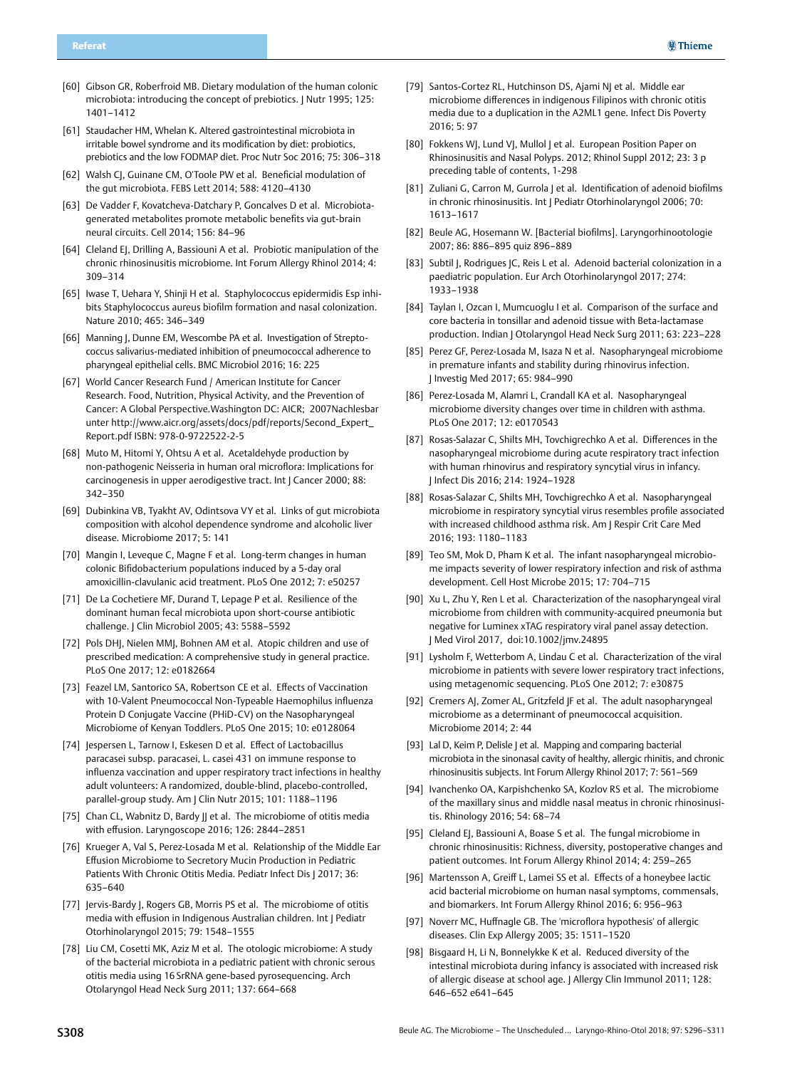[60] Gibson GR, Roberfroid MB. Dietary modulation of the human colonic microbiota: introducing the concept of prebiotics. J Nutr 1995; 125: 1401–1412

[61] Staudacher HM, Whelan K. Altered gastrointestinal microbiota in irritable bowel syndrome and its modification by diet: probiotics, prebiotics and the low FODMAP diet. Proc Nutr Soc 2016; 75: 306–318

[62] Walsh CJ, Guinane CM, O'Toole PW et al. Beneficial modulation of the gut microbiota. FEBS Lett 2014; 588: 4120–4130

[63] De Vadder F, Kovatcheva-Datchary P, Goncalves D et al. Microbiota-generated metabolites promote metabolic benefits via gut-brain neural circuits. Cell 2014; 156: 84–96

[64] Cleland EJ, Drilling A, Bassiouni A et al. Probiotic manipulation of the chronic rhinosinusitis microbiome. Int Forum Allergy Rhinol 2014; 4: 309–314

[65] Iwase T, Uehara Y, Shinji H et al. Staphylococcus epidermidis Esp inhibits Staphylococcus aureus biofilm formation and nasal colonization. Nature 2010; 465: 346–349

[66] Manning J, Dunne EM, Wescombe PA et al. Investigation of Streptococcus salivarius-mediated inhibition of pneumococcal adherence to pharyngeal epithelial cells. BMC Microbiol 2016; 16: 225

[67] World Cancer Research Fund / American Institute for Cancer Research. Food, Nutrition, Physical Activity, and the Prevention of Cancer: A Global Perspective.Washington DC: AICR; 2007Nachlesbar unter http://www.aicr.org/assets/docs/pdf/reports/Second_Expert_Report.pdf ISBN: 978-0-9722522-2-5

[68] Muto M, Hitomi Y, Ohtsu A et al. Acetaldehyde production by non-pathogenic Neisseria in human oral microflora: Implications for carcinogenesis in upper aerodigestive tract. Int J Cancer 2000; 88: 342–350

[69] Dubinkina VB, Tyakht AV, Odintsova VY et al. Links of gut microbiota composition with alcohol dependence syndrome and alcoholic liver disease. Microbiome 2017; 5: 141

[70] Mangin I, Leveque C, Magne F et al. Long-term changes in human colonic Bifidobacterium populations induced by a 5-day oral amoxicillin-clavulanic acid treatment. PLoS One 2012; 7: e50257

[71] De La Cochetiere MF, Durand T, Lepage P et al. Resilience of the dominant human fecal microbiota upon short-course antibiotic challenge. J Clin Microbiol 2005; 43: 5588–5592

[72] Pols DHJ, Nielen MMJ, Bohnen AM et al. Atopic children and use of prescribed medication: A comprehensive study in general practice. PLoS One 2017; 12: e0182664

[73] Feazel LM, Santorico SA, Robertson CE et al. Effects of Vaccination with 10-Valent Pneumococcal Non-Typeable Haemophilus influenza Protein D Conjugate Vaccine (PHiD-CV) on the Nasopharyngeal Microbiome of Kenyan Toddlers. PLoS One 2015; 10: e0128064

[74] Jespersen L, Tarnow I, Eskesen D et al. Effect of Lactobacillus paracasei subsp. paracasei, L. casei 431 on immune response to influenza vaccination and upper respiratory tract infections in healthy adult volunteers: A randomized, double-blind, placebo-controlled, parallel-group study. Am J Clin Nutr 2015; 101: 1188–1196

[75] Chan CL, Wabnitz D, Bardy JJ et al. The microbiome of otitis media with effusion. Laryngoscope 2016; 126: 2844–2851

[76] Krueger A, Val S, Perez-Losada M et al. Relationship of the Middle Ear Effusion Microbiome to Secretory Mucin Production in Pediatric Patients With Chronic Otitis Media. Pediatr Infect Dis J 2017; 36: 635–640

[77] Jervis-Bardy J, Rogers GB, Morris PS et al. The microbiome of otitis media with effusion in Indigenous Australian children. Int J Pediatr Otorhinolaryngol 2015; 79: 1548–1555

[78] Liu CM, Cosetti MK, Aziz M et al. The otologic microbiome: A study of the bacterial microbiota in a pediatric patient with chronic serous otitis media using 16 SrRNA gene-based pyrosequencing. Arch Otolaryngol Head Neck Surg 2011; 137: 664–668

[79] Santos-Cortez RL, Hutchinson DS, Ajami NJ et al. Middle ear microbiome differences in indigenous Filipinos with chronic otitis media due to a duplication in the A2ML1 gene. Infect Dis Poverty 2016; 5: 97

[80] Fokkens WJ, Lund VJ, Mullol J et al. European Position Paper on Rhinosinusitis and Nasal Polyps. 2012; Rhinol Suppl 2012; 23: 3 p preceding table of contents, 1-298

[81] Zuliani G, Carron M, Gurrola J et al. Identification of adenoid biofilms in chronic rhinosinusitis. Int J Pediatr Otorhinolaryngol 2006; 70: 1613–1617

[82] Beule AG, Hosemann W. [Bacterial biofilms]. Laryngorhinootologie 2007; 86: 886–895 quiz 896–889

[83] Subtil J, Rodrigues JC, Reis L et al. Adenoid bacterial colonization in a paediatric population. Eur Arch Otorhinolaryngol 2017; 274: 1933–1938

[84] Taylan I, Ozcan I, Mumcuoglu I et al. Comparison of the surface and core bacteria in tonsillar and adenoid tissue with Beta-lactamase production. Indian J Otolaryngol Head Neck Surg 2011; 63: 223–228

[85] Perez GF, Perez-Losada M, Isaza N et al. Nasopharyngeal microbiome in premature infants and stability during rhinovirus infection. J Investig Med 2017; 65: 984–990

[86] Perez-Losada M, Alamri L, Crandall KA et al. Nasopharyngeal microbiome diversity changes over time in children with asthma. PLoS One 2017; 12: e0170543

[87] Rosas-Salazar C, Shilts MH, Tovchigrechko A et al. Differences in the nasopharyngeal microbiome during acute respiratory tract infection with human rhinovirus and respiratory syncytial virus in infancy. J Infect Dis 2016; 214: 1924–1928

[88] Rosas-Salazar C, Shilts MH, Tovchigrechko A et al. Nasopharyngeal microbiome in respiratory syncytial virus resembles profile associated with increased childhood asthma risk. Am J Respir Crit Care Med 2016; 193: 1180–1183

[89] Teo SM, Mok D, Pham K et al. The infant nasopharyngeal microbiome impacts severity of lower respiratory infection and risk of asthma development. Cell Host Microbe 2015; 17: 704–715

[90] Xu L, Zhu Y, Ren L et al. Characterization of the nasopharyngeal viral microbiome from children with community-acquired pneumonia but negative for Luminex xTAG respiratory viral panel assay detection. J Med Virol 2017, doi:10.1002/jmv.24895

[91] Lysholm F, Wetterbom A, Lindau C et al. Characterization of the viral microbiome in patients with severe lower respiratory tract infections, using metagenomic sequencing. PLoS One 2012; 7: e30875

[92] Cremers AJ, Zomer AL, Gritzfeld JF et al. The adult nasopharyngeal microbiome as a determinant of pneumococcal acquisition. Microbiome 2014; 2: 44

[93] Lal D, Keim P, Delisle J et al. Mapping and comparing bacterial microbiota in the sinonasal cavity of healthy, allergic rhinitis, and chronic rhinosinusitis subjects. Int Forum Allergy Rhinol 2017; 7: 561–569

[94] Ivanchenko OA, Karpishchenko SA, Kozlov RS et al. The microbiome of the maxillary sinus and middle nasal meatus in chronic rhinosinusitis. Rhinology 2016; 54: 68–74

[95] Cleland EJ, Bassiouni A, Boase S et al. The fungal microbiome in chronic rhinosinusitis: Richness, diversity, postoperative changes and patient outcomes. Int Forum Allergy Rhinol 2014; 4: 259–265

[96] Martensson A, Greiff L, Lamei SS et al. Effects of a honeybee lactic acid bacterial microbiome on human nasal symptoms, commensals, and biomarkers. Int Forum Allergy Rhinol 2016; 6: 956–963

[97] Noverr MC, Huffnagle GB. The 'microflora hypothesis' of allergic diseases. Clin Exp Allergy 2005; 35: 1511–1520

[98] Bisgaard H, Li N, Bonnelykke K et al. Reduced diversity of the intestinal microbiota during infancy is associated with increased risk of allergic disease at school age. J Allergy Clin Immunol 2011; 128: 646–652 e641–645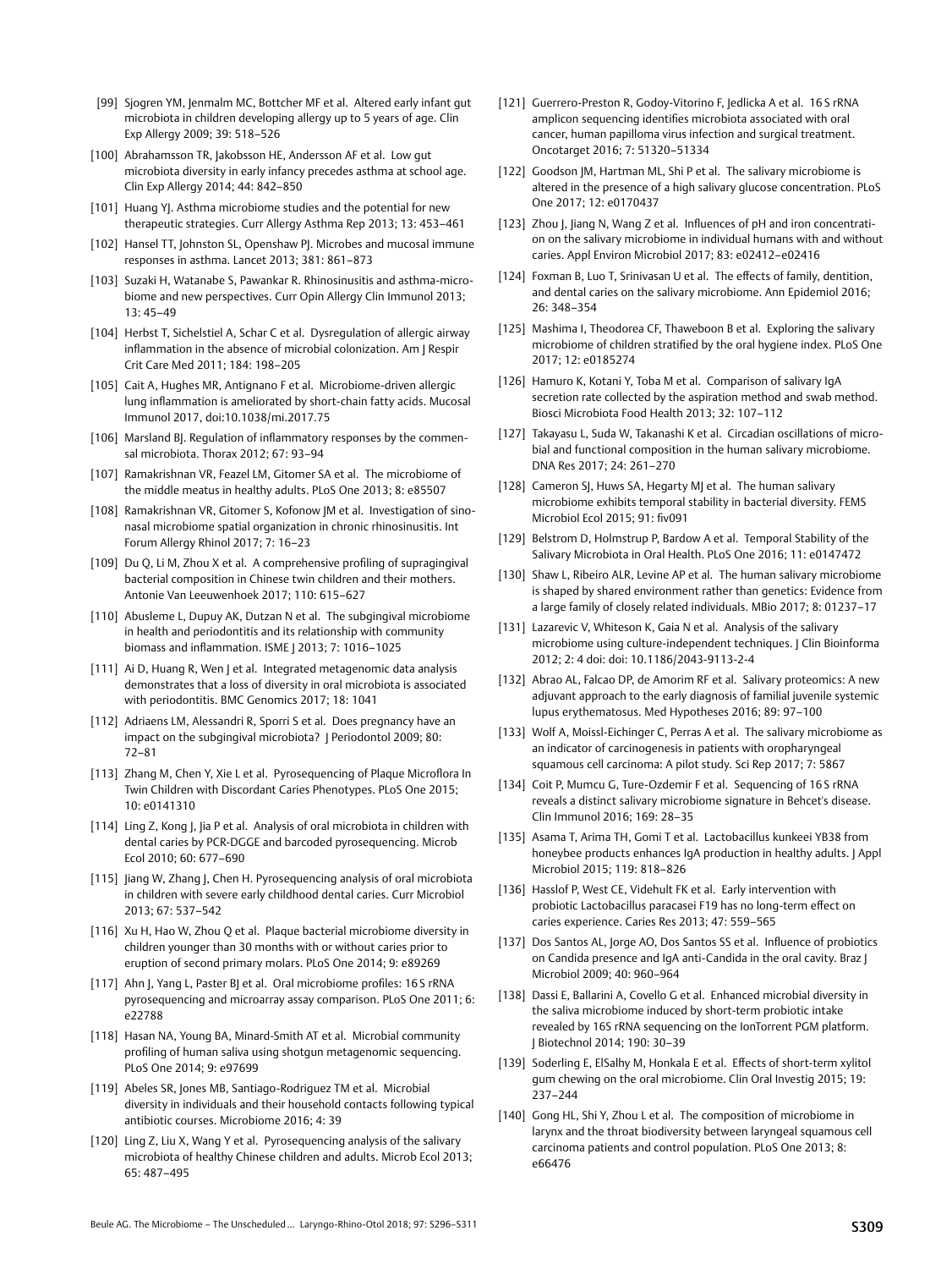[99] Sjogren YM, Jenmalm MC, Bottcher MF et al. Altered early infant gut microbiota in children developing allergy up to 5 years of age. Clin Exp Allergy 2009; 39: 518–526

[100] Abrahamsson TR, Jakobsson HE, Andersson AF et al. Low gut microbiota diversity in early infancy precedes asthma at school age. Clin Exp Allergy 2014; 44: 842–850

[101] Huang YJ. Asthma microbiome studies and the potential for new therapeutic strategies. Curr Allergy Asthma Rep 2013; 13: 453–461

[102] Hansel TT, Johnston SL, Openshaw PJ. Microbes and mucosal immune responses in asthma. Lancet 2013; 381: 861–873

[103] Suzaki H, Watanabe S, Pawankar R. Rhinosinusitis and asthma-microbiome and new perspectives. Curr Opin Allergy Clin Immunol 2013; 13: 45–49

[104] Herbst T, Sichelstiel A, Schar C et al. Dysregulation of allergic airway inflammation in the absence of microbial colonization. Am J Respir Crit Care Med 2011; 184: 198–205

[105] Cait A, Hughes MR, Antignano F et al. Microbiome-driven allergic lung inflammation is ameliorated by short-chain fatty acids. Mucosal Immunol 2017, doi:10.1038/mi.2017.75

[106] Marsland BJ. Regulation of inflammatory responses by the commensal microbiota. Thorax 2012; 67: 93–94

[107] Ramakrishnan VR, Feazel LM, Gitomer SA et al. The microbiome of the middle meatus in healthy adults. PLoS One 2013; 8: e85507

[108] Ramakrishnan VR, Gitomer S, Kofonow JM et al. Investigation of sinonasal microbiome spatial organization in chronic rhinosinusitis. Int Forum Allergy Rhinol 2017; 7: 16–23

[109] Du Q, Li M, Zhou X et al. A comprehensive profiling of supragingival bacterial composition in Chinese twin children and their mothers. Antonie Van Leeuwenhoek 2017; 110: 615–627

[110] Abusleme L, Dupuy AK, Dutzan N et al. The subgingival microbiome in health and periodontitis and its relationship with community biomass and inflammation. ISME J 2013; 7: 1016–1025

[111] Ai D, Huang R, Wen J et al. Integrated metagenomic data analysis demonstrates that a loss of diversity in oral microbiota is associated with periodontitis. BMC Genomics 2017; 18: 1041

[112] Adriaens LM, Alessandri R, Sporri S et al. Does pregnancy have an impact on the subgingival microbiota? J Periodontol 2009; 80: 72–81

[113] Zhang M, Chen Y, Xie L et al. Pyrosequencing of Plaque Microflora In Twin Children with Discordant Caries Phenotypes. PLoS One 2015; 10: e0141310

[114] Ling Z, Kong J, Jia P et al. Analysis of oral microbiota in children with dental caries by PCR-DGGE and barcoded pyrosequencing. Microb Ecol 2010; 60: 677–690

[115] Jiang W, Zhang J, Chen H. Pyrosequencing analysis of oral microbiota in children with severe early childhood dental caries. Curr Microbiol 2013; 67: 537–542

[116] Xu H, Hao W, Zhou Q et al. Plaque bacterial microbiome diversity in children younger than 30 months with or without caries prior to eruption of second primary molars. PLoS One 2014; 9: e89269

[117] Ahn J, Yang L, Paster BJ et al. Oral microbiome profiles: 16 S rRNA pyrosequencing and microarray assay comparison. PLoS One 2011; 6: e22788

[118] Hasan NA, Young BA, Minard-Smith AT et al. Microbial community profiling of human saliva using shotgun metagenomic sequencing. PLoS One 2014; 9: e97699

[119] Abeles SR, Jones MB, Santiago-Rodriguez TM et al. Microbial diversity in individuals and their household contacts following typical antibiotic courses. Microbiome 2016; 4: 39

[120] Ling Z, Liu X, Wang Y et al. Pyrosequencing analysis of the salivary microbiota of healthy Chinese children and adults. Microb Ecol 2013; 65: 487–495

[121] Guerrero-Preston R, Godoy-Vitorino F, Jedlicka A et al. 16 S rRNA amplicon sequencing identifies microbiota associated with oral cancer, human papilloma virus infection and surgical treatment. Oncotarget 2016; 7: 51320–51334

[122] Goodson JM, Hartman ML, Shi P et al. The salivary microbiome is altered in the presence of a high salivary glucose concentration. PLoS One 2017; 12: e0170437

[123] Zhou J, Jiang N, Wang Z et al. Influences of pH and iron concentration on the salivary microbiome in individual humans with and without caries. Appl Environ Microbiol 2017; 83: e02412–e02416

[124] Foxman B, Luo T, Srinivasan U et al. The effects of family, dentition, and dental caries on the salivary microbiome. Ann Epidemiol 2016; 26: 348–354

[125] Mashima I, Theodorea CF, Thaweboon B et al. Exploring the salivary microbiome of children stratified by the oral hygiene index. PLoS One 2017; 12: e0185274

[126] Hamuro K, Kotani Y, Toba M et al. Comparison of salivary IgA secretion rate collected by the aspiration method and swab method. Biosci Microbiota Food Health 2013; 32: 107–112

[127] Takayasu L, Suda W, Takanashi K et al. Circadian oscillations of microbial and functional composition in the human salivary microbiome. DNA Res 2017; 24: 261–270

[128] Cameron SJ, Huws SA, Hegarty MJ et al. The human salivary microbiome exhibits temporal stability in bacterial diversity. FEMS Microbiol Ecol 2015; 91: fiv091

[129] Belstrom D, Holmstrup P, Bardow A et al. Temporal Stability of the Salivary Microbiota in Oral Health. PLoS One 2016; 11: e0147472

[130] Shaw L, Ribeiro ALR, Levine AP et al. The human salivary microbiome is shaped by shared environment rather than genetics: Evidence from a large family of closely related individuals. MBio 2017; 8: 01237–17

[131] Lazarevic V, Whiteson K, Gaia N et al. Analysis of the salivary microbiome using culture-independent techniques. J Clin Bioinforma 2012; 2: 4 doi: doi: 10.1186/2043-9113-2-4

[132] Abrao AL, Falcao DP, de Amorim RF et al. Salivary proteomics: A new adjuvant approach to the early diagnosis of familial juvenile systemic lupus erythematosus. Med Hypotheses 2016; 89: 97–100

[133] Wolf A, Moissl-Eichinger C, Perras A et al. The salivary microbiome as an indicator of carcinogenesis in patients with oropharyngeal squamous cell carcinoma: A pilot study. Sci Rep 2017; 7: 5867

[134] Coit P, Mumcu G, Ture-Ozdemir F et al. Sequencing of 16 S rRNA reveals a distinct salivary microbiome signature in Behcet's disease. Clin Immunol 2016; 169: 28–35

[135] Asama T, Arima TH, Gomi T et al. Lactobacillus kunkeei YB38 from honeybee products enhances IgA production in healthy adults. J Appl Microbiol 2015; 119: 818–826

[136] Hasslof P, West CE, Videhult FK et al. Early intervention with probiotic Lactobacillus paracasei F19 has no long-term effect on caries experience. Caries Res 2013; 47: 559–565

[137] Dos Santos AL, Jorge AO, Dos Santos SS et al. Influence of probiotics on Candida presence and IgA anti-Candida in the oral cavity. Braz J Microbiol 2009; 40: 960–964

[138] Dassi E, Ballarini A, Covello G et al. Enhanced microbial diversity in the saliva microbiome induced by short-term probiotic intake revealed by 16S rRNA sequencing on the IonTorrent PGM platform. J Biotechnol 2014; 190: 30–39

[139] Soderling E, ElSalhy M, Honkala E et al. Effects of short-term xylitol gum chewing on the oral microbiome. Clin Oral Investig 2015; 19: 237–244

[140] Gong HL, Shi Y, Zhou L et al. The composition of microbiome in larynx and the throat biodiversity between laryngeal squamous cell carcinoma patients and control population. PLoS One 2013; 8: e66476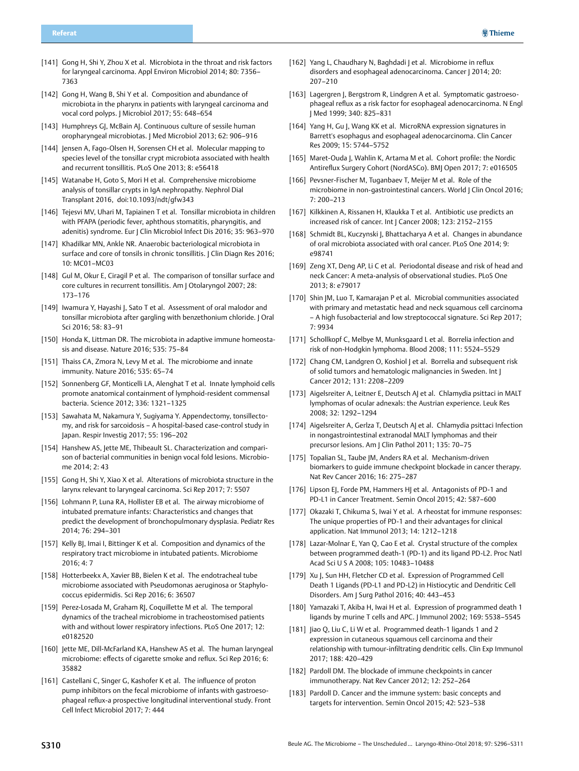[141] Gong H, Shi Y, Zhou X et al. Microbiota in the throat and risk factors for laryngeal carcinoma. Appl Environ Microbiol 2014; 80: 7356–7363

[142] Gong H, Wang B, Shi Y et al. Composition and abundance of microbiota in the pharynx in patients with laryngeal carcinoma and vocal cord polyps. J Microbiol 2017; 55: 648–654

[143] Humphreys GJ, McBain AJ. Continuous culture of sessile human oropharyngeal microbiotas. J Med Microbiol 2013; 62: 906–916

[144] Jensen A, Fago-Olsen H, Sorensen CH et al. Molecular mapping to species level of the tonsillar crypt microbiota associated with health and recurrent tonsillitis. PLoS One 2013; 8: e56418

[145] Watanabe H, Goto S, Mori H et al. Comprehensive microbiome analysis of tonsillar crypts in IgA nephropathy. Nephrol Dial Transplant 2016, doi:10.1093/ndt/gfw343

[146] Tejesvi MV, Uhari M, Tapiainen T et al. Tonsillar microbiota in children with PFAPA (periodic fever, aphthous stomatitis, pharyngitis, and adenitis) syndrome. Eur J Clin Microbiol Infect Dis 2016; 35: 963–970

[147] Khadilkar MN, Ankle NR. Anaerobic bacteriological microbiota in surface and core of tonsils in chronic tonsillitis. J Clin Diagn Res 2016; 10: MC01–MC03

[148] Gul M, Okur E, Ciragil P et al. The comparison of tonsillar surface and core cultures in recurrent tonsillitis. Am J Otolaryngol 2007; 28: 173–176

[149] Iwamura Y, Hayashi J, Sato T et al. Assessment of oral malodor and tonsillar microbiota after gargling with benzethonium chloride. J Oral Sci 2016; 58: 83–91

[150] Honda K, Littman DR. The microbiota in adaptive immune homeostasis and disease. Nature 2016; 535: 75–84

[151] Thaiss CA, Zmora N, Levy M et al. The microbiome and innate immunity. Nature 2016; 535: 65–74

[152] Sonnenberg GF, Monticelli LA, Alenghat T et al. Innate lymphoid cells promote anatomical containment of lymphoid-resident commensal bacteria. Science 2012; 336: 1321–1325

[153] Sawahata M, Nakamura Y, Sugiyama Y. Appendectomy, tonsillectomy, and risk for sarcoidosis – A hospital-based case-control study in Japan. Respir Investig 2017; 55: 196–202

[154] Hanshew AS, Jette ME, Thibeault SL. Characterization and comparison of bacterial communities in benign vocal fold lesions. Microbiome 2014; 2: 43

[155] Gong H, Shi Y, Xiao X et al. Alterations of microbiota structure in the larynx relevant to laryngeal carcinoma. Sci Rep 2017; 7: 5507

[156] Lohmann P, Luna RA, Hollister EB et al. The airway microbiome of intubated premature infants: Characteristics and changes that predict the development of bronchopulmonary dysplasia. Pediatr Res 2014; 76: 294–301

[157] Kelly BJ, Imai I, Bittinger K et al. Composition and dynamics of the respiratory tract microbiome in intubated patients. Microbiome 2016; 4: 7

[158] Hotterbeekx A, Xavier BB, Bielen K et al. The endotracheal tube microbiome associated with Pseudomonas aeruginosa or Staphylococcus epidermidis. Sci Rep 2016; 6: 36507

[159] Perez-Losada M, Graham RJ, Coquillette M et al. The temporal dynamics of the tracheal microbiome in tracheostomised patients with and without lower respiratory infections. PLoS One 2017; 12: e0182520

[160] Jette ME, Dill-McFarland KA, Hanshew AS et al. The human laryngeal microbiome: effects of cigarette smoke and reflux. Sci Rep 2016; 6: 35882

[161] Castellani C, Singer G, Kashofer K et al. The influence of proton pump inhibitors on the fecal microbiome of infants with gastroesophageal reflux-a prospective longitudinal interventional study. Front Cell Infect Microbiol 2017; 7: 444

[162] Yang L, Chaudhary N, Baghdadi J et al. Microbiome in reflux disorders and esophageal adenocarcinoma. Cancer J 2014; 20: 207–210

[163] Lagergren J, Bergstrom R, Lindgren A et al. Symptomatic gastroesophageal reflux as a risk factor for esophageal adenocarcinoma. N Engl J Med 1999; 340: 825–831

[164] Yang H, Gu J, Wang KK et al. MicroRNA expression signatures in Barrett's esophagus and esophageal adenocarcinoma. Clin Cancer Res 2009; 15: 5744–5752

[165] Maret-Ouda J, Wahlin K, Artama M et al. Cohort profile: the Nordic Antireflux Surgery Cohort (NordASCo). BMJ Open 2017; 7: e016505

[166] Pevsner-Fischer M, Tuganbaev T, Meijer M et al. Role of the microbiome in non-gastrointestinal cancers. World J Clin Oncol 2016; 7: 200–213

[167] Kilkkinen A, Rissanen H, Klaukka T et al. Antibiotic use predicts an increased risk of cancer. Int J Cancer 2008; 123: 2152–2155

[168] Schmidt BL, Kuczynski J, Bhattacharya A et al. Changes in abundance of oral microbiota associated with oral cancer. PLoS One 2014; 9: e98741

[169] Zeng XT, Deng AP, Li C et al. Periodontal disease and risk of head and neck Cancer: A meta-analysis of observational studies. PLoS One 2013; 8: e79017

[170] Shin JM, Luo T, Kamarajan P et al. Microbial communities associated with primary and metastatic head and neck squamous cell carcinoma – A high fusobacterial and low streptococcal signature. Sci Rep 2017; 7: 9934

[171] Schollkopf C, Melbye M, Munksgaard L et al. Borrelia infection and risk of non-Hodgkin lymphoma. Blood 2008; 111: 5524–5529

[172] Chang CM, Landgren O, Koshiol J et al. Borrelia and subsequent risk of solid tumors and hematologic malignancies in Sweden. Int J Cancer 2012; 131: 2208–2209

[173] Aigelsreiter A, Leitner E, Deutsch AJ et al. Chlamydia psittaci in MALT lymphomas of ocular adnexals: the Austrian experience. Leuk Res 2008; 32: 1292–1294

[174] Aigelsreiter A, Gerlza T, Deutsch AJ et al. Chlamydia psittaci Infection in nongastrointestinal extranodal MALT lymphomas and their precursor lesions. Am J Clin Pathol 2011; 135: 70–75

[175] Topalian SL, Taube JM, Anders RA et al. Mechanism-driven biomarkers to guide immune checkpoint blockade in cancer therapy. Nat Rev Cancer 2016; 16: 275–287

[176] Lipson EJ, Forde PM, Hammers HJ et al. Antagonists of PD-1 and PD-L1 in Cancer Treatment. Semin Oncol 2015; 42: 587–600

[177] Okazaki T, Chikuma S, Iwai Y et al. A rheostat for immune responses: The unique properties of PD-1 and their advantages for clinical application. Nat Immunol 2013; 14: 1212–1218

[178] Lazar-Molnar E, Yan Q, Cao E et al. Crystal structure of the complex between programmed death-1 (PD-1) and its ligand PD-L2. Proc Natl Acad Sci U S A 2008; 105: 10483–10488

[179] Xu J, Sun HH, Fletcher CD et al. Expression of Programmed Cell Death 1 Ligands (PD-L1 and PD-L2) in Histiocytic and Dendritic Cell Disorders. Am J Surg Pathol 2016; 40: 443–453

[180] Yamazaki T, Akiba H, Iwai H et al. Expression of programmed death 1 ligands by murine T cells and APC. J Immunol 2002; 169: 5538–5545

[181] Jiao Q, Liu C, Li W et al. Programmed death-1 ligands 1 and 2 expression in cutaneous squamous cell carcinoma and their relationship with tumour-infiltrating dendritic cells. Clin Exp Immunol 2017; 188: 420–429

[182] Pardoll DM. The blockade of immune checkpoints in cancer immunotherapy. Nat Rev Cancer 2012; 12: 252–264

[183] Pardoll D. Cancer and the immune system: basic concepts and targets for intervention. Semin Oncol 2015; 42: 523–538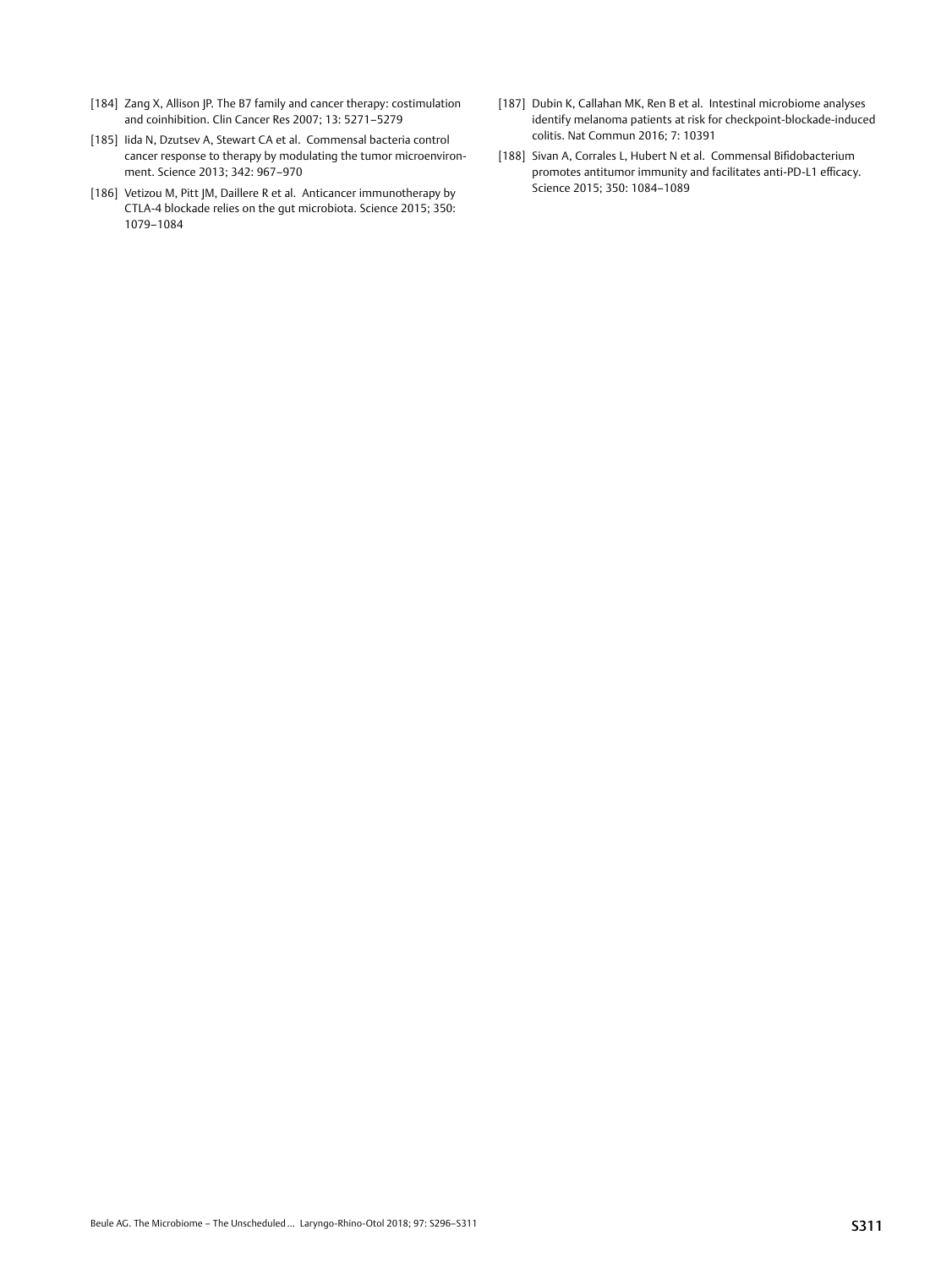[184] Zang X, Allison JP. The B7 family and cancer therapy: costimulation and coinhibition. Clin Cancer Res 2007; 13: 5271–5279

[185] Iida N, Dzutsev A, Stewart CA et al. Commensal bacteria control cancer response to therapy by modulating the tumor microenvironment. Science 2013; 342: 967–970

[186] Vetizou M, Pitt JM, Daillere R et al. Anticancer immunotherapy by CTLA-4 blockade relies on the gut microbiota. Science 2015; 350: 1079–1084

[187] Dubin K, Callahan MK, Ren B et al. Intestinal microbiome analyses identify melanoma patients at risk for checkpoint-blockade-induced colitis. Nat Commun 2016; 7: 10391

[188] Sivan A, Corrales L, Hubert N et al. Commensal Bifidobacterium promotes antitumor immunity and facilitates anti-PD-L1 efficacy. Science 2015; 350: 1084–1089